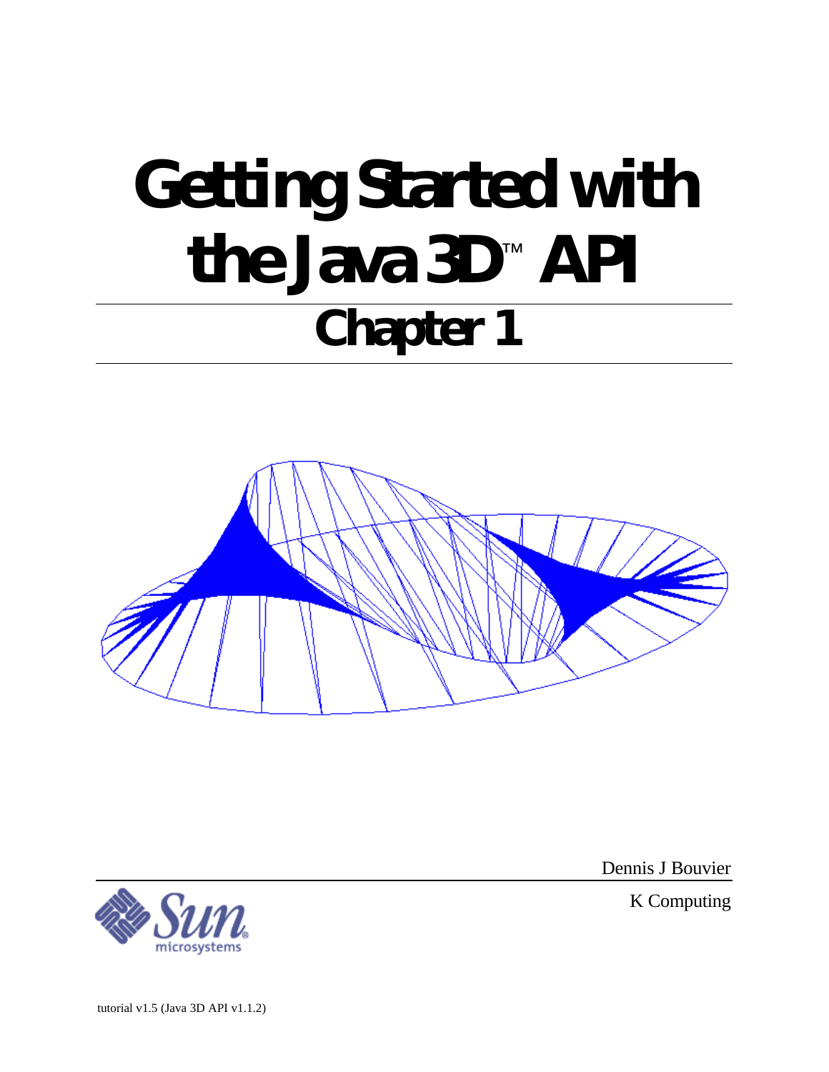# Getting Started with the Java 3D™ API

## Chapter 1

Dennis J Bouvier

K Computing

tutorial v1.5 (Java 3D API v1.1.2)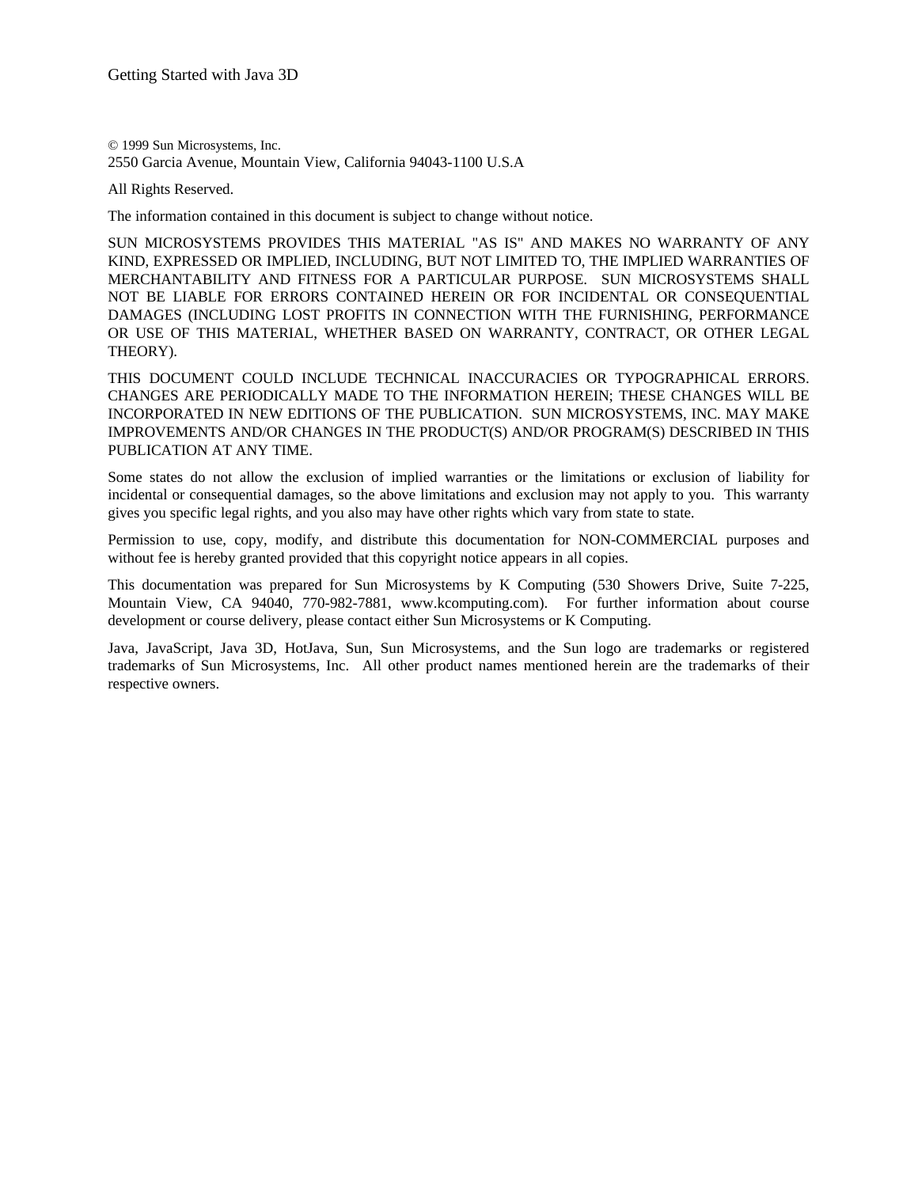© 1999 Sun Microsystems, Inc.
2550 Garcia Avenue, Mountain View, California 94043-1100 U.S.A

All Rights Reserved.

The information contained in this document is subject to change without notice.

SUN MICROSYSTEMS PROVIDES THIS MATERIAL "AS IS" AND MAKES NO WARRANTY OF ANY KIND, EXPRESSED OR IMPLIED, INCLUDING, BUT NOT LIMITED TO, THE IMPLIED WARRANTIES OF MERCHANTABILITY AND FITNESS FOR A PARTICULAR PURPOSE. SUN MICROSYSTEMS SHALL NOT BE LIABLE FOR ERRORS CONTAINED HEREIN OR FOR INCIDENTAL OR CONSEQUENTIAL DAMAGES (INCLUDING LOST PROFITS IN CONNECTION WITH THE FURNISHING, PERFORMANCE OR USE OF THIS MATERIAL, WHETHER BASED ON WARRANTY, CONTRACT, OR OTHER LEGAL THEORY).

THIS DOCUMENT COULD INCLUDE TECHNICAL INACCURACIES OR TYPOGRAPHICAL ERRORS. CHANGES ARE PERIODICALLY MADE TO THE INFORMATION HEREIN; THESE CHANGES WILL BE INCORPORATED IN NEW EDITIONS OF THE PUBLICATION. SUN MICROSYSTEMS, INC. MAY MAKE IMPROVEMENTS AND/OR CHANGES IN THE PRODUCT(S) AND/OR PROGRAM(S) DESCRIBED IN THIS PUBLICATION AT ANY TIME.

Some states do not allow the exclusion of implied warranties or the limitations or exclusion of liability for incidental or consequential damages, so the above limitations and exclusion may not apply to you. This warranty gives you specific legal rights, and you also may have other rights which vary from state to state.

Permission to use, copy, modify, and distribute this documentation for NON-COMMERCIAL purposes and without fee is hereby granted provided that this copyright notice appears in all copies.

This documentation was prepared for Sun Microsystems by K Computing (530 Showers Drive, Suite 7-225, Mountain View, CA 94040, 770-982-7881, www.kcomputing.com). For further information about course development or course delivery, please contact either Sun Microsystems or K Computing.

Java, JavaScript, Java 3D, HotJava, Sun, Sun Microsystems, and the Sun logo are trademarks or registered trademarks of Sun Microsystems, Inc. All other product names mentioned herein are the trademarks of their respective owners.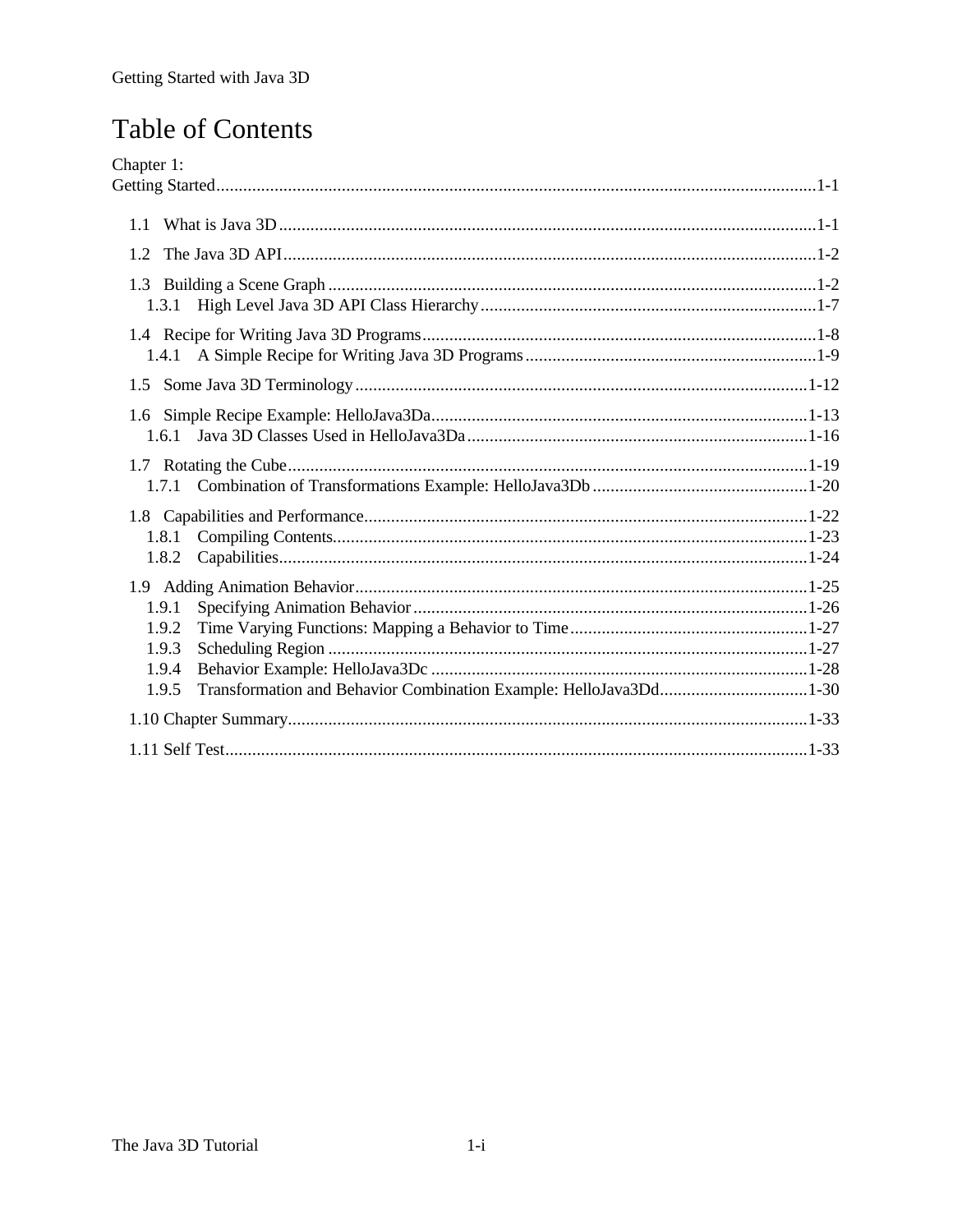# Table of Contents

Chapter 1:
Getting Started....................................................................................................................1-1

1.1 What is Java 3D........................................................................................................1-1

1.2 The Java 3D API.......................................................................................................1-2

1.3 Building a Scene Graph ............................................................................................1-2
   1.3.1 High Level Java 3D API Class Hierarchy...........................................................1-7

1.4 Recipe for Writing Java 3D Programs.......................................................................1-8
   1.4.1 A Simple Recipe for Writing Java 3D Programs.................................................1-9

1.5 Some Java 3D Terminology.....................................................................................1-12

1.6 Simple Recipe Example: HelloJava3Da...................................................................1-13
   1.6.1 Java 3D Classes Used in HelloJava3Da............................................................1-16

1.7 Rotating the Cube....................................................................................................1-19
   1.7.1 Combination of Transformations Example: HelloJava3Db................................1-20

1.8 Capabilities and Performance...................................................................................1-22
   1.8.1 Compiling Contents..........................................................................................1-23
   1.8.2 Capabilities......................................................................................................1-24

1.9 Adding Animation Behavior.....................................................................................1-25
   1.9.1 Specifying Animation Behavior........................................................................1-26
   1.9.2 Time Varying Functions: Mapping a Behavior to Time.....................................1-27
   1.9.3 Scheduling Region...........................................................................................1-27
   1.9.4 Behavior Example: HelloJava3Dc....................................................................1-28
   1.9.5 Transformation and Behavior Combination Example: HelloJava3Dd.................1-30

1.10 Chapter Summary...................................................................................................1-33

1.11 Self Test.................................................................................................................1-33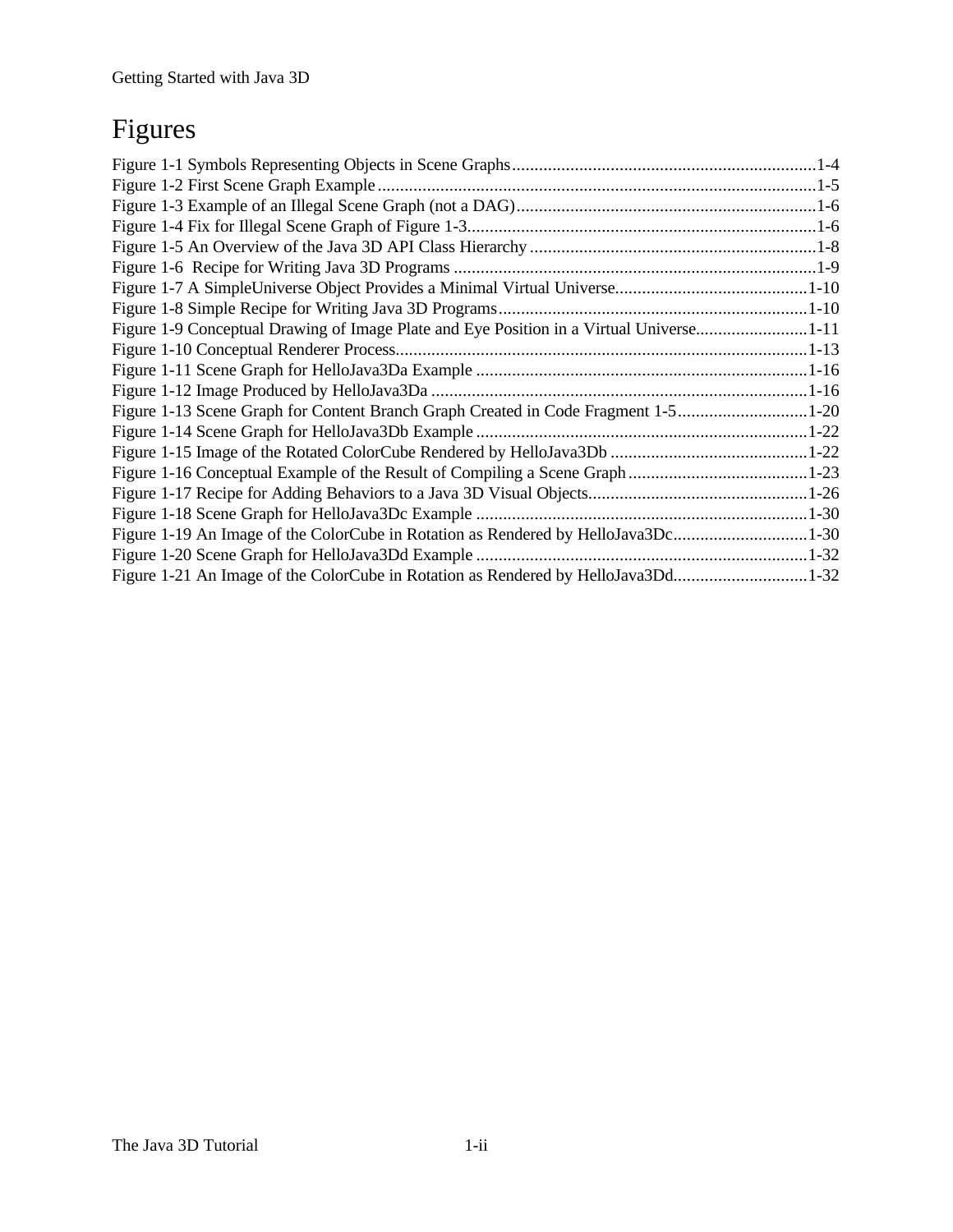# Figures

Figure 1-1 Symbols Representing Objects in Scene Graphs....................................................................1-4
Figure 1-2 First Scene Graph Example....................................................................................................1-5
Figure 1-3 Example of an Illegal Scene Graph (not a DAG)...................................................................1-6
Figure 1-4 Fix for Illegal Scene Graph of Figure 1-3..............................................................................1-6
Figure 1-5 An Overview of the Java 3D API Class Hierarchy ................................................................1-8
Figure 1-6  Recipe for Writing Java 3D Programs .................................................................................1-9
Figure 1-7 A SimpleUniverse Object Provides a Minimal Virtual Universe...........................................1-10
Figure 1-8 Simple Recipe for Writing Java 3D Programs.....................................................................1-10
Figure 1-9 Conceptual Drawing of Image Plate and Eye Position in a Virtual Universe.........................1-11
Figure 1-10 Conceptual Renderer Process............................................................................................1-13
Figure 1-11 Scene Graph for HelloJava3Da Example ..........................................................................1-16
Figure 1-12 Image Produced by HelloJava3Da ....................................................................................1-16
Figure 1-13 Scene Graph for Content Branch Graph Created in Code Fragment 1-5.............................1-20
Figure 1-14 Scene Graph for HelloJava3Db Example ..........................................................................1-22
Figure 1-15 Image of the Rotated ColorCube Rendered by HelloJava3Db ............................................1-22
Figure 1-16 Conceptual Example of the Result of Compiling a Scene Graph........................................1-23
Figure 1-17 Recipe for Adding Behaviors to a Java 3D Visual Objects.................................................1-26
Figure 1-18 Scene Graph for HelloJava3Dc Example ..........................................................................1-30
Figure 1-19 An Image of the ColorCube in Rotation as Rendered by HelloJava3Dc..............................1-30
Figure 1-20 Scene Graph for HelloJava3Dd Example ..........................................................................1-32
Figure 1-21 An Image of the ColorCube in Rotation as Rendered by HelloJava3Dd..............................1-32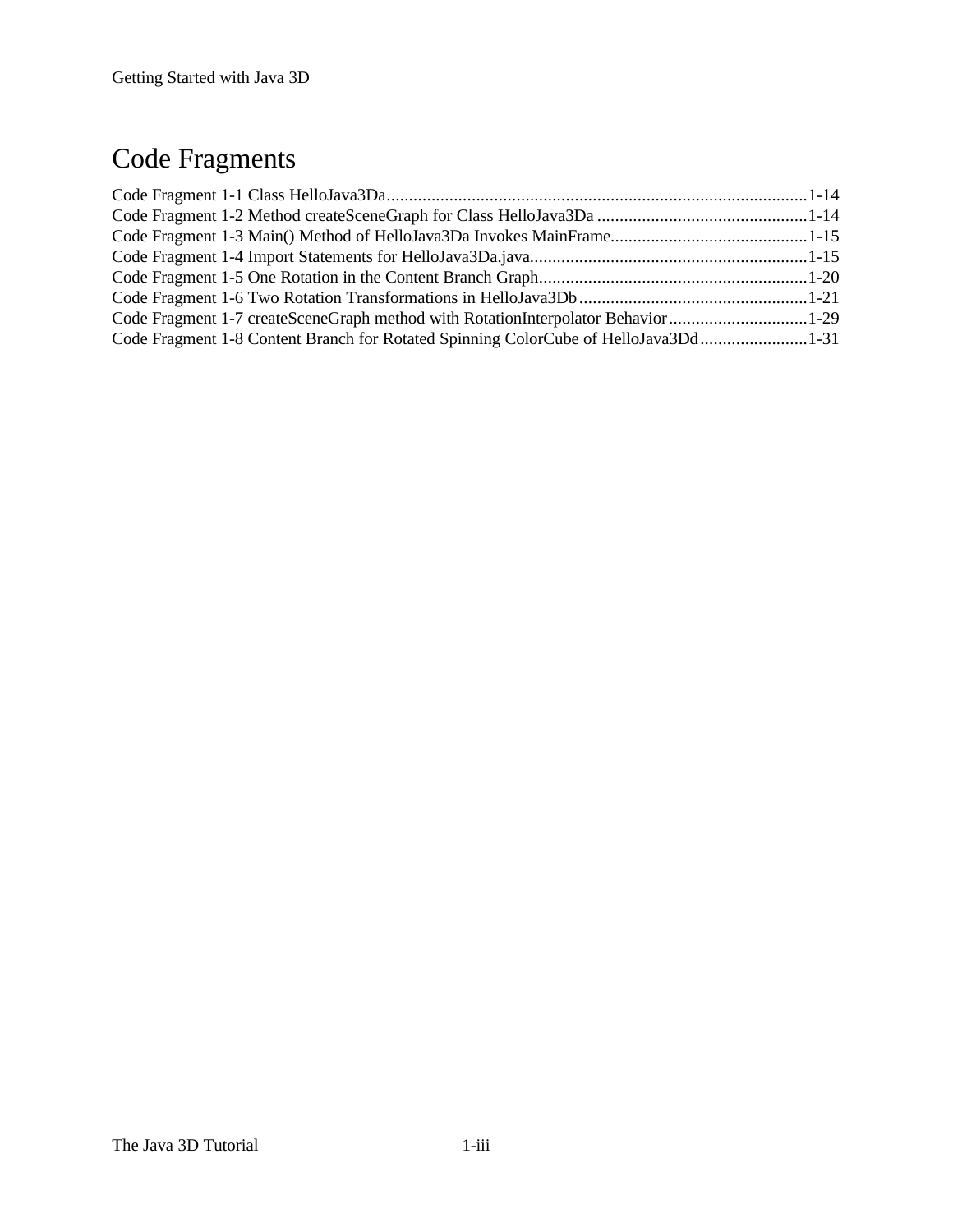# Code Fragments

Code Fragment 1-1 Class HelloJava3Da.............................................................................................1-14
Code Fragment 1-2 Method createSceneGraph for Class HelloJava3Da ...............................................1-14
Code Fragment 1-3 Main() Method of HelloJava3Da Invokes MainFrame............................................1-15
Code Fragment 1-4 Import Statements for HelloJava3Da.java..............................................................1-15
Code Fragment 1-5 One Rotation in the Content Branch Graph............................................................1-20
Code Fragment 1-6 Two Rotation Transformations in HelloJava3Db...................................................1-21
Code Fragment 1-7 createSceneGraph method with RotationInterpolator Behavior...............................1-29
Code Fragment 1-8 Content Branch for Rotated Spinning ColorCube of HelloJava3Dd........................1-31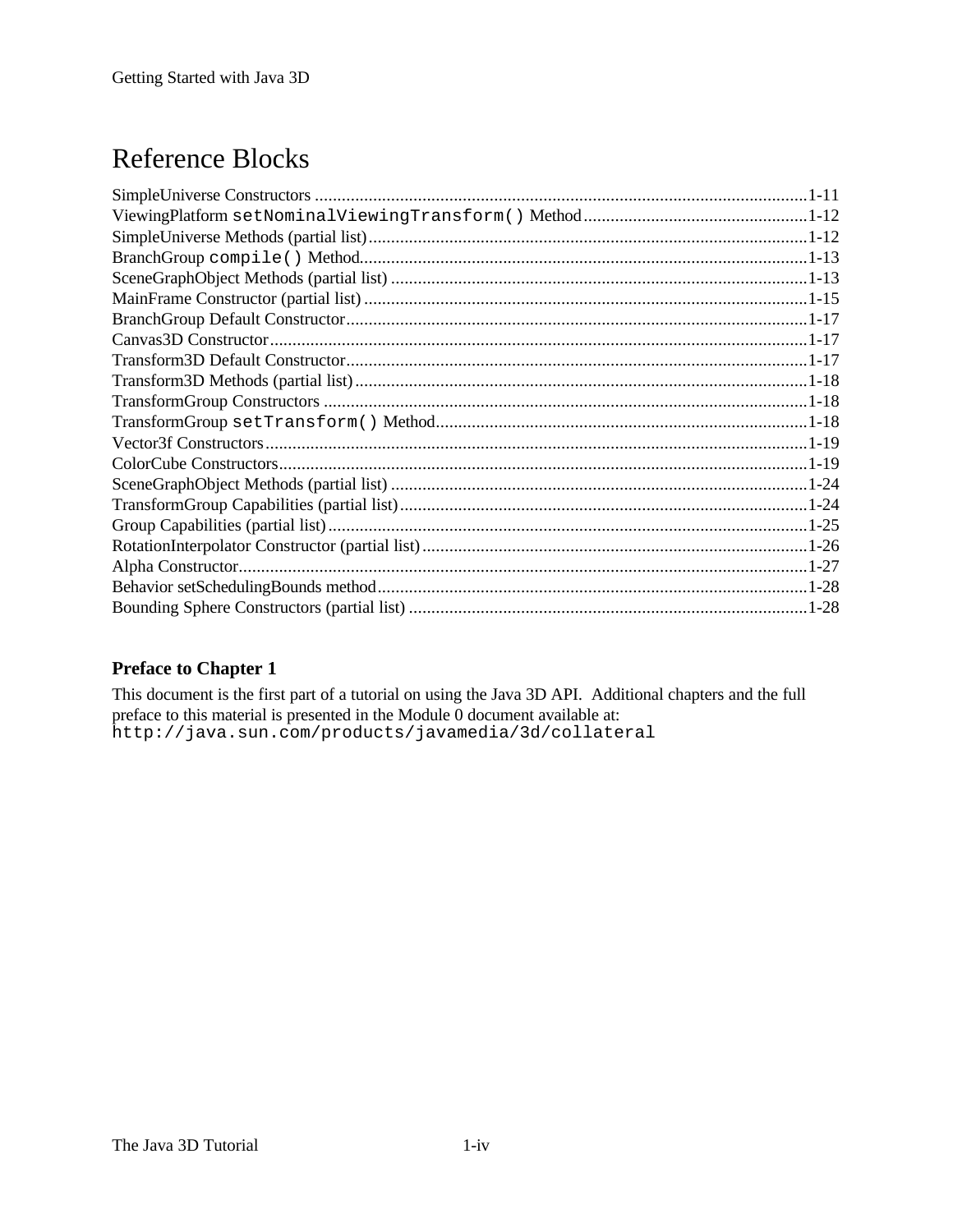# Reference Blocks

SimpleUniverse Constructors .............................................................................................................1-11
ViewingPlatform `setNominalViewingTransform()` Method.................................................1-12
SimpleUniverse Methods (partial list)..................................................................................1-12
BranchGroup `compile()` Method...................................................................................1-13
SceneGraphObject Methods (partial list) ............................................................................1-13
MainFrame Constructor (partial list) ..................................................................................1-15
BranchGroup Default Constructor......................................................................................1-17
Canvas3D Constructor.......................................................................................................1-17
Transform3D Default Constructor......................................................................................1-17
Transform3D Methods (partial list)....................................................................................1-18
TransformGroup Constructors ...........................................................................................1-18
TransformGroup `setTransform()` Method..................................................................1-18
Vector3f Constructors........................................................................................................1-19
ColorCube Constructors.....................................................................................................1-19
SceneGraphObject Methods (partial list) ............................................................................1-24
TransformGroup Capabilities (partial list)...........................................................................1-24
Group Capabilities (partial list)..........................................................................................1-25
RotationInterpolator Constructor (partial list).....................................................................1-26
Alpha Constructor..............................................................................................................1-27
Behavior setSchedulingBounds method...............................................................................1-28
Bounding Sphere Constructors (partial list) ........................................................................1-28

### Preface to Chapter 1

This document is the first part of a tutorial on using the Java 3D API. Additional chapters and the full preface to this material is presented in the Module 0 document available at:
`http://java.sun.com/products/javamedia/3d/collateral`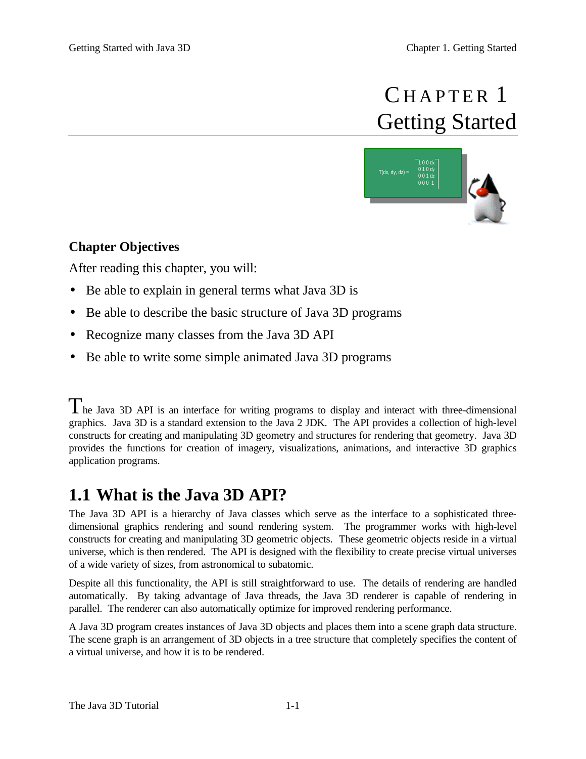# Chapter 1 Getting Started

**Chapter Objectives**

After reading this chapter, you will:

- Be able to explain in general terms what Java 3D is
- Be able to describe the basic structure of Java 3D programs
- Recognize many classes from the Java 3D API
- Be able to write some simple animated Java 3D programs

The Java 3D API is an interface for writing programs to display and interact with three-dimensional graphics. Java 3D is a standard extension to the Java 2 JDK. The API provides a collection of high-level constructs for creating and manipulating 3D geometry and structures for rendering that geometry. Java 3D provides the functions for creation of imagery, visualizations, animations, and interactive 3D graphics application programs.

## 1.1 What is the Java 3D API?

The Java 3D API is a hierarchy of Java classes which serve as the interface to a sophisticated three-dimensional graphics rendering and sound rendering system. The programmer works with high-level constructs for creating and manipulating 3D geometric objects. These geometric objects reside in a virtual universe, which is then rendered. The API is designed with the flexibility to create precise virtual universes of a wide variety of sizes, from astronomical to subatomic.

Despite all this functionality, the API is still straightforward to use. The details of rendering are handled automatically. By taking advantage of Java threads, the Java 3D renderer is capable of rendering in parallel. The renderer can also automatically optimize for improved rendering performance.

A Java 3D program creates instances of Java 3D objects and places them into a scene graph data structure. The scene graph is an arrangement of 3D objects in a tree structure that completely specifies the content of a virtual universe, and how it is to be rendered.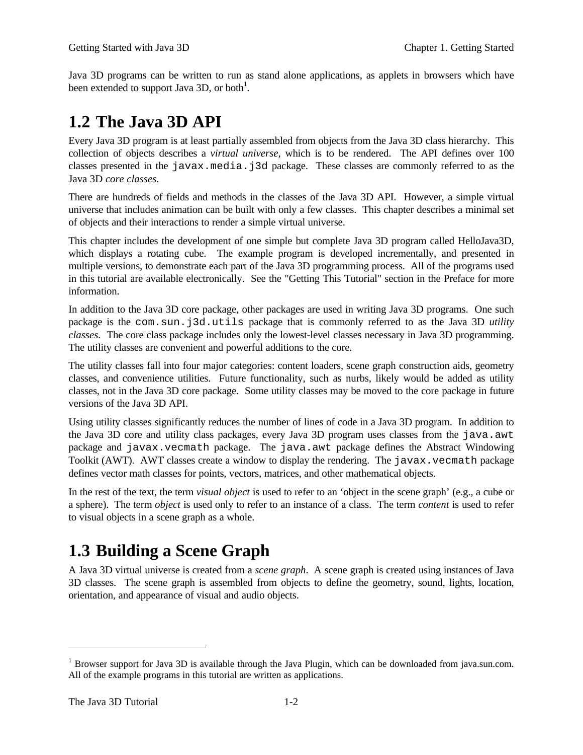Java 3D programs can be written to run as stand alone applications, as applets in browsers which have been extended to support Java 3D, or both[1].

## 1.2 The Java 3D API

Every Java 3D program is at least partially assembled from objects from the Java 3D class hierarchy. This collection of objects describes a *virtual universe*, which is to be rendered. The API defines over 100 classes presented in the `javax.media.j3d` package. These classes are commonly referred to as the Java 3D *core classes*.

There are hundreds of fields and methods in the classes of the Java 3D API. However, a simple virtual universe that includes animation can be built with only a few classes. This chapter describes a minimal set of objects and their interactions to render a simple virtual universe.

This chapter includes the development of one simple but complete Java 3D program called HelloJava3D, which displays a rotating cube. The example program is developed incrementally, and presented in multiple versions, to demonstrate each part of the Java 3D programming process. All of the programs used in this tutorial are available electronically. See the "Getting This Tutorial" section in the Preface for more information.

In addition to the Java 3D core package, other packages are used in writing Java 3D programs. One such package is the `com.sun.j3d.utils` package that is commonly referred to as the Java 3D *utility classes*. The core class package includes only the lowest-level classes necessary in Java 3D programming. The utility classes are convenient and powerful additions to the core.

The utility classes fall into four major categories: content loaders, scene graph construction aids, geometry classes, and convenience utilities. Future functionality, such as nurbs, likely would be added as utility classes, not in the Java 3D core package. Some utility classes may be moved to the core package in future versions of the Java 3D API.

Using utility classes significantly reduces the number of lines of code in a Java 3D program. In addition to the Java 3D core and utility class packages, every Java 3D program uses classes from the `java.awt` package and `javax.vecmath` package. The `java.awt` package defines the Abstract Windowing Toolkit (AWT). AWT classes create a window to display the rendering. The `javax.vecmath` package defines vector math classes for points, vectors, matrices, and other mathematical objects.

In the rest of the text, the term *visual object* is used to refer to an 'object in the scene graph' (e.g., a cube or a sphere). The term *object* is used only to refer to an instance of a class. The term *content* is used to refer to visual objects in a scene graph as a whole.

## 1.3 Building a Scene Graph

A Java 3D virtual universe is created from a *scene graph*. A scene graph is created using instances of Java 3D classes. The scene graph is assembled from objects to define the geometry, sound, lights, location, orientation, and appearance of visual and audio objects.

---

[1] Browser support for Java 3D is available through the Java Plugin, which can be downloaded from java.sun.com. All of the example programs in this tutorial are written as applications.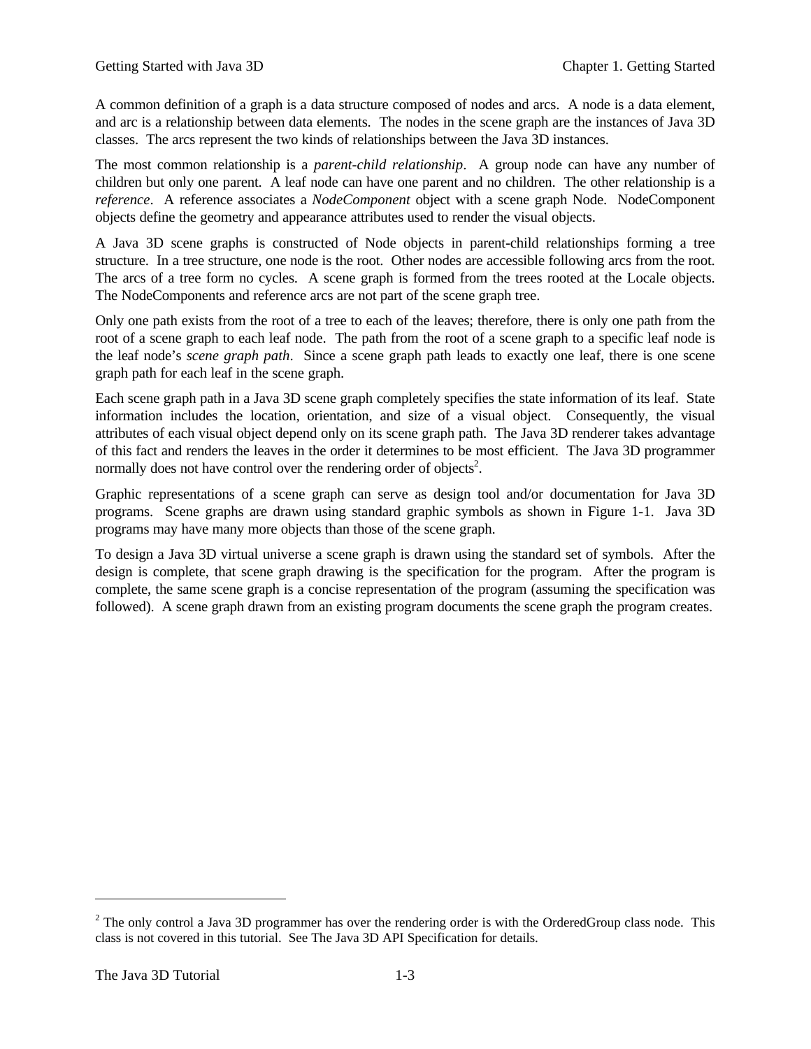A common definition of a graph is a data structure composed of nodes and arcs. A node is a data element, and arc is a relationship between data elements. The nodes in the scene graph are the instances of Java 3D classes. The arcs represent the two kinds of relationships between the Java 3D instances.

The most common relationship is a *parent-child relationship*. A group node can have any number of children but only one parent. A leaf node can have one parent and no children. The other relationship is a *reference*. A reference associates a *NodeComponent* object with a scene graph Node. NodeComponent objects define the geometry and appearance attributes used to render the visual objects.

A Java 3D scene graphs is constructed of Node objects in parent-child relationships forming a tree structure. In a tree structure, one node is the root. Other nodes are accessible following arcs from the root. The arcs of a tree form no cycles. A scene graph is formed from the trees rooted at the Locale objects. The NodeComponents and reference arcs are not part of the scene graph tree.

Only one path exists from the root of a tree to each of the leaves; therefore, there is only one path from the root of a scene graph to each leaf node. The path from the root of a scene graph to a specific leaf node is the leaf node's *scene graph path*. Since a scene graph path leads to exactly one leaf, there is one scene graph path for each leaf in the scene graph.

Each scene graph path in a Java 3D scene graph completely specifies the state information of its leaf. State information includes the location, orientation, and size of a visual object. Consequently, the visual attributes of each visual object depend only on its scene graph path. The Java 3D renderer takes advantage of this fact and renders the leaves in the order it determines to be most efficient. The Java 3D programmer normally does not have control over the rendering order of objects[2].

Graphic representations of a scene graph can serve as design tool and/or documentation for Java 3D programs. Scene graphs are drawn using standard graphic symbols as shown in Figure 1-1. Java 3D programs may have many more objects than those of the scene graph.

To design a Java 3D virtual universe a scene graph is drawn using the standard set of symbols. After the design is complete, that scene graph drawing is the specification for the program. After the program is complete, the same scene graph is a concise representation of the program (assuming the specification was followed). A scene graph drawn from an existing program documents the scene graph the program creates.

[2] The only control a Java 3D programmer has over the rendering order is with the OrderedGroup class node. This class is not covered in this tutorial. See The Java 3D API Specification for details.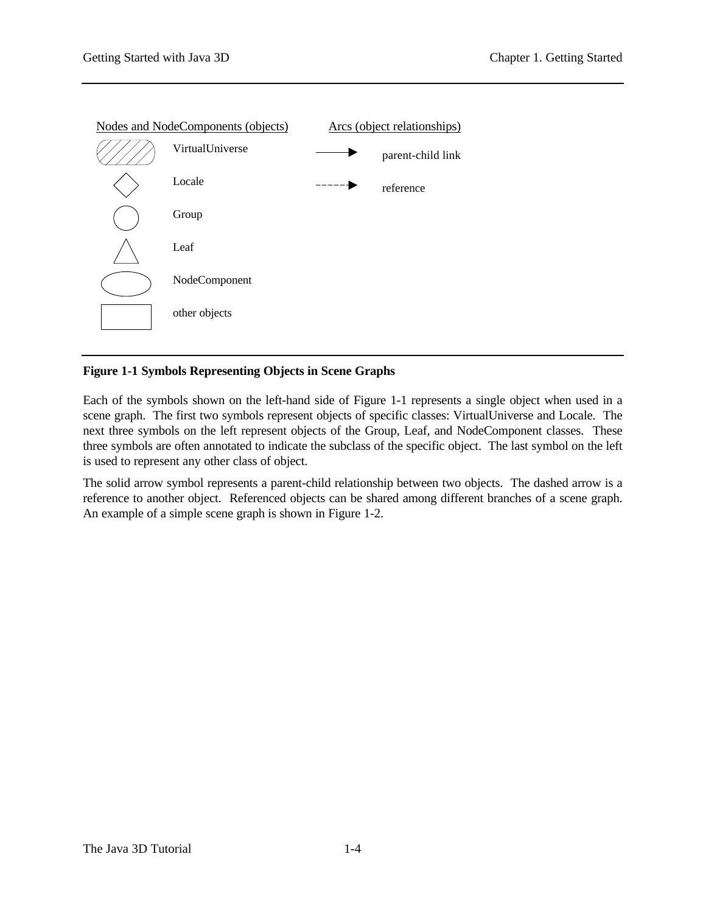Nodes and NodeComponents (objects)

| Symbol | Object |
| --- | --- |
| (hatched rounded rectangle) | VirtualUniverse |
| (diamond) | Locale |
| (circle) | Group |
| (triangle) | Leaf |
| (ellipse) | NodeComponent |
| (rectangle) | other objects |

Arcs (object relationships)

| Symbol | Relationship |
| --- | --- |
| (solid arrow) | parent-child link |
| (dashed arrow) | reference |

**Figure 1-1 Symbols Representing Objects in Scene Graphs**

Each of the symbols shown on the left-hand side of Figure 1-1 represents a single object when used in a scene graph. The first two symbols represent objects of specific classes: VirtualUniverse and Locale. The next three symbols on the left represent objects of the Group, Leaf, and NodeComponent classes. These three symbols are often annotated to indicate the subclass of the specific object. The last symbol on the left is used to represent any other class of object.

The solid arrow symbol represents a parent-child relationship between two objects. The dashed arrow is a reference to another object. Referenced objects can be shared among different branches of a scene graph. An example of a simple scene graph is shown in Figure 1-2.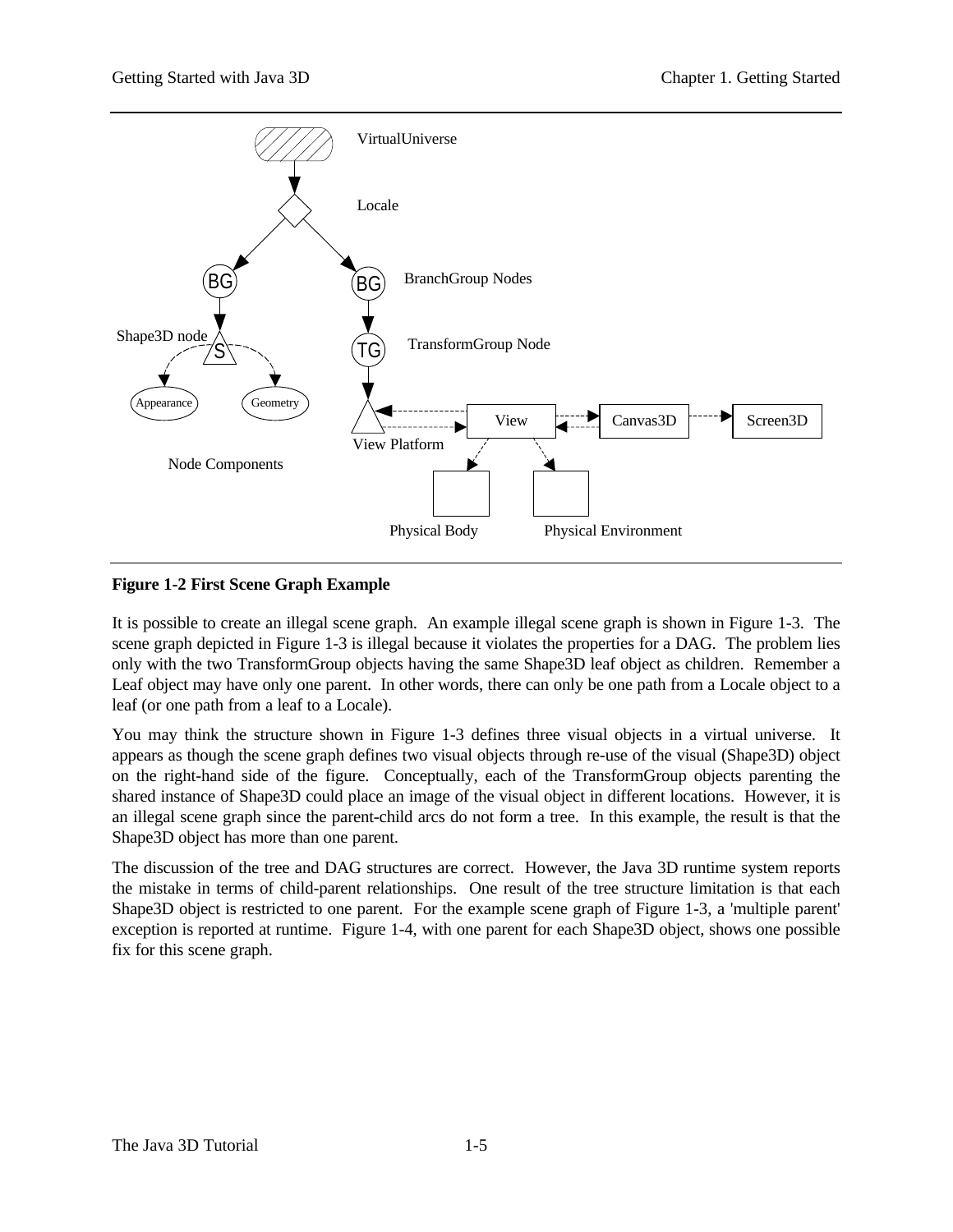**Figure 1-2 First Scene Graph Example**

It is possible to create an illegal scene graph. An example illegal scene graph is shown in Figure 1-3. The scene graph depicted in Figure 1-3 is illegal because it violates the properties for a DAG. The problem lies only with the two TransformGroup objects having the same Shape3D leaf object as children. Remember a Leaf object may have only one parent. In other words, there can only be one path from a Locale object to a leaf (or one path from a leaf to a Locale).

You may think the structure shown in Figure 1-3 defines three visual objects in a virtual universe. It appears as though the scene graph defines two visual objects through re-use of the visual (Shape3D) object on the right-hand side of the figure. Conceptually, each of the TransformGroup objects parenting the shared instance of Shape3D could place an image of the visual object in different locations. However, it is an illegal scene graph since the parent-child arcs do not form a tree. In this example, the result is that the Shape3D object has more than one parent.

The discussion of the tree and DAG structures are correct. However, the Java 3D runtime system reports the mistake in terms of child-parent relationships. One result of the tree structure limitation is that each Shape3D object is restricted to one parent. For the example scene graph of Figure 1-3, a 'multiple parent' exception is reported at runtime. Figure 1-4, with one parent for each Shape3D object, shows one possible fix for this scene graph.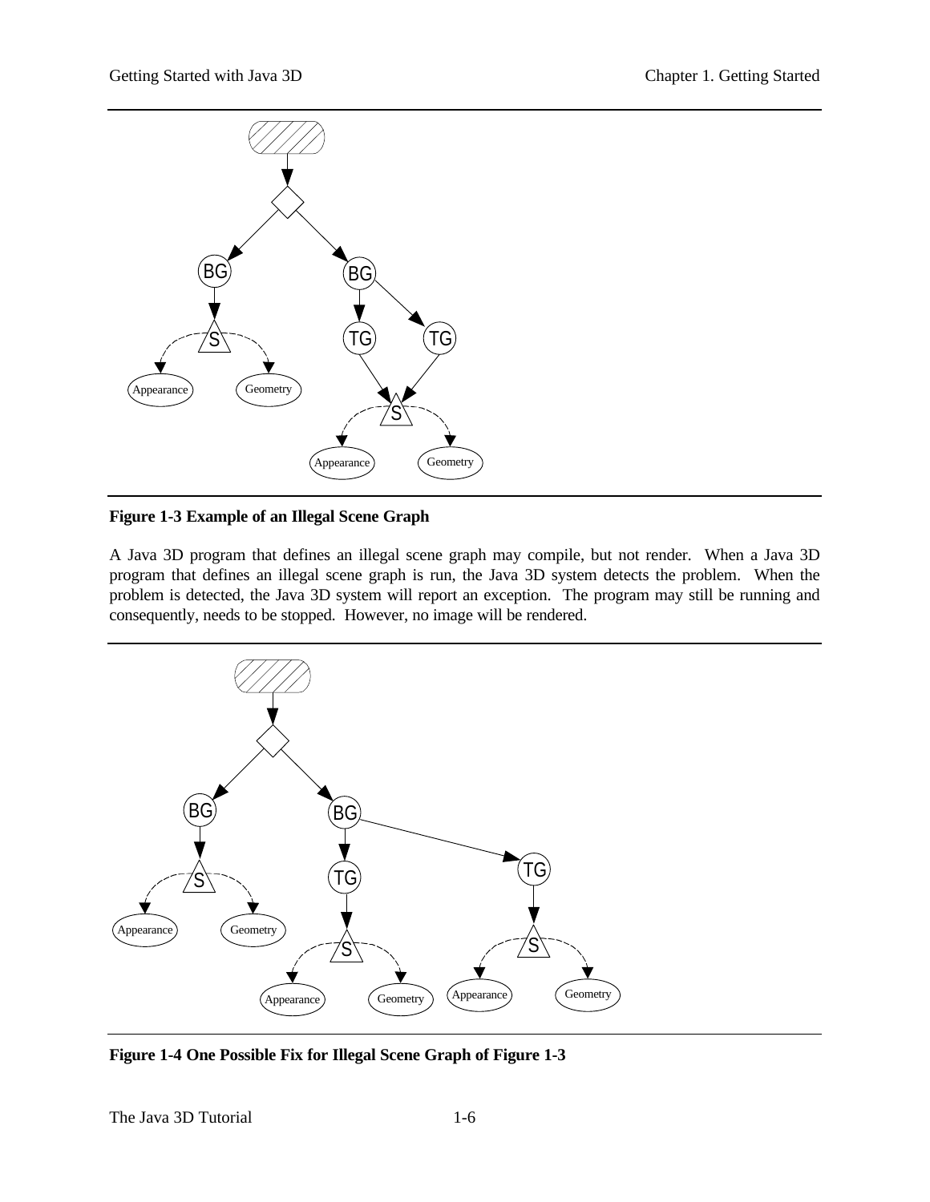**Figure 1-3 Example of an Illegal Scene Graph**

A Java 3D program that defines an illegal scene graph may compile, but not render. When a Java 3D program that defines an illegal scene graph is run, the Java 3D system detects the problem. When the problem is detected, the Java 3D system will report an exception. The program may still be running and consequently, needs to be stopped. However, no image will be rendered.

**Figure 1-4 One Possible Fix for Illegal Scene Graph of Figure 1-3**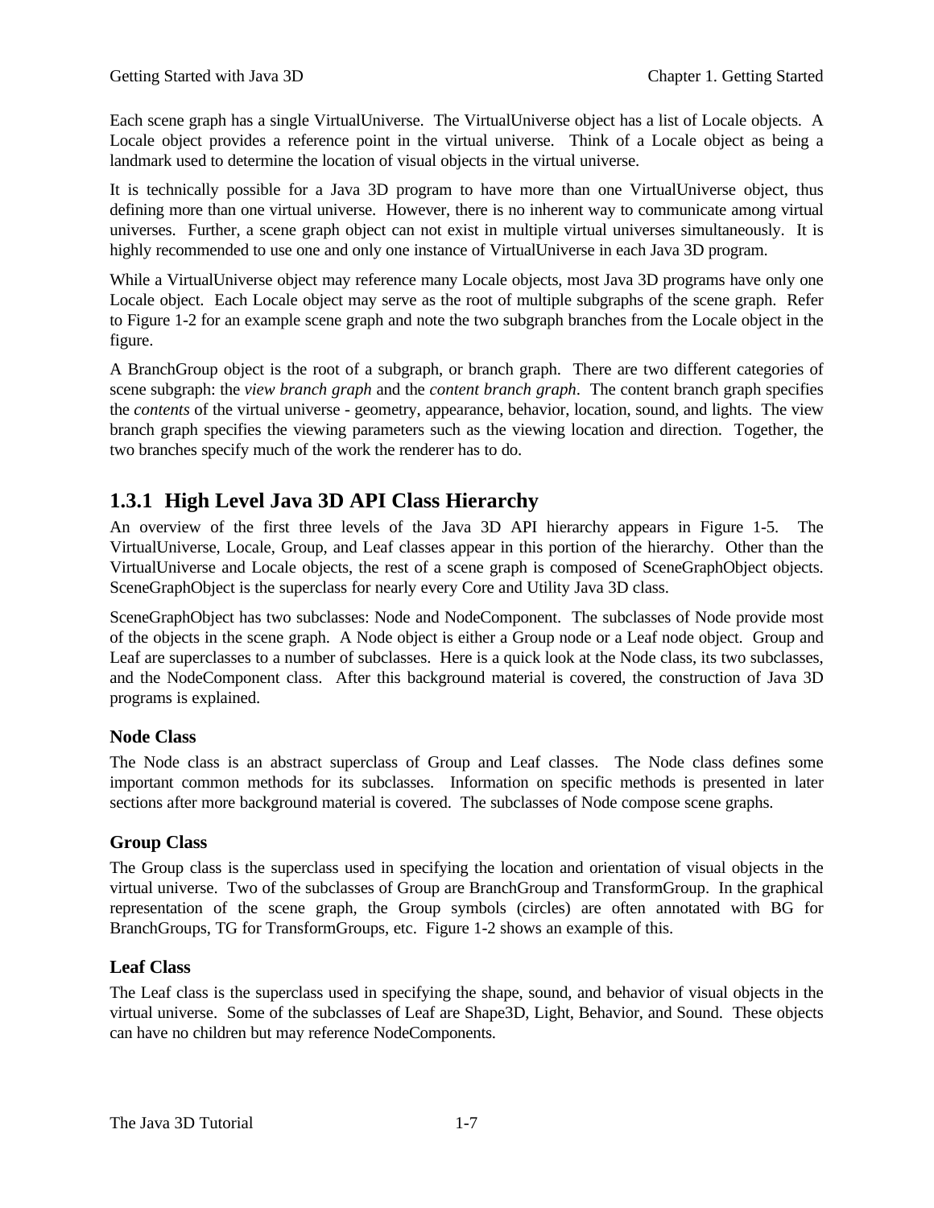Each scene graph has a single VirtualUniverse. The VirtualUniverse object has a list of Locale objects. A Locale object provides a reference point in the virtual universe. Think of a Locale object as being a landmark used to determine the location of visual objects in the virtual universe.

It is technically possible for a Java 3D program to have more than one VirtualUniverse object, thus defining more than one virtual universe. However, there is no inherent way to communicate among virtual universes. Further, a scene graph object can not exist in multiple virtual universes simultaneously. It is highly recommended to use one and only one instance of VirtualUniverse in each Java 3D program.

While a VirtualUniverse object may reference many Locale objects, most Java 3D programs have only one Locale object. Each Locale object may serve as the root of multiple subgraphs of the scene graph. Refer to Figure 1-2 for an example scene graph and note the two subgraph branches from the Locale object in the figure.

A BranchGroup object is the root of a subgraph, or branch graph. There are two different categories of scene subgraph: the *view branch graph* and the *content branch graph*. The content branch graph specifies the *contents* of the virtual universe - geometry, appearance, behavior, location, sound, and lights. The view branch graph specifies the viewing parameters such as the viewing location and direction. Together, the two branches specify much of the work the renderer has to do.

## 1.3.1 High Level Java 3D API Class Hierarchy

An overview of the first three levels of the Java 3D API hierarchy appears in Figure 1-5. The VirtualUniverse, Locale, Group, and Leaf classes appear in this portion of the hierarchy. Other than the VirtualUniverse and Locale objects, the rest of a scene graph is composed of SceneGraphObject objects. SceneGraphObject is the superclass for nearly every Core and Utility Java 3D class.

SceneGraphObject has two subclasses: Node and NodeComponent. The subclasses of Node provide most of the objects in the scene graph. A Node object is either a Group node or a Leaf node object. Group and Leaf are superclasses to a number of subclasses. Here is a quick look at the Node class, its two subclasses, and the NodeComponent class. After this background material is covered, the construction of Java 3D programs is explained.

### Node Class

The Node class is an abstract superclass of Group and Leaf classes. The Node class defines some important common methods for its subclasses. Information on specific methods is presented in later sections after more background material is covered. The subclasses of Node compose scene graphs.

### Group Class

The Group class is the superclass used in specifying the location and orientation of visual objects in the virtual universe. Two of the subclasses of Group are BranchGroup and TransformGroup. In the graphical representation of the scene graph, the Group symbols (circles) are often annotated with BG for BranchGroups, TG for TransformGroups, etc. Figure 1-2 shows an example of this.

### Leaf Class

The Leaf class is the superclass used in specifying the shape, sound, and behavior of visual objects in the virtual universe. Some of the subclasses of Leaf are Shape3D, Light, Behavior, and Sound. These objects can have no children but may reference NodeComponents.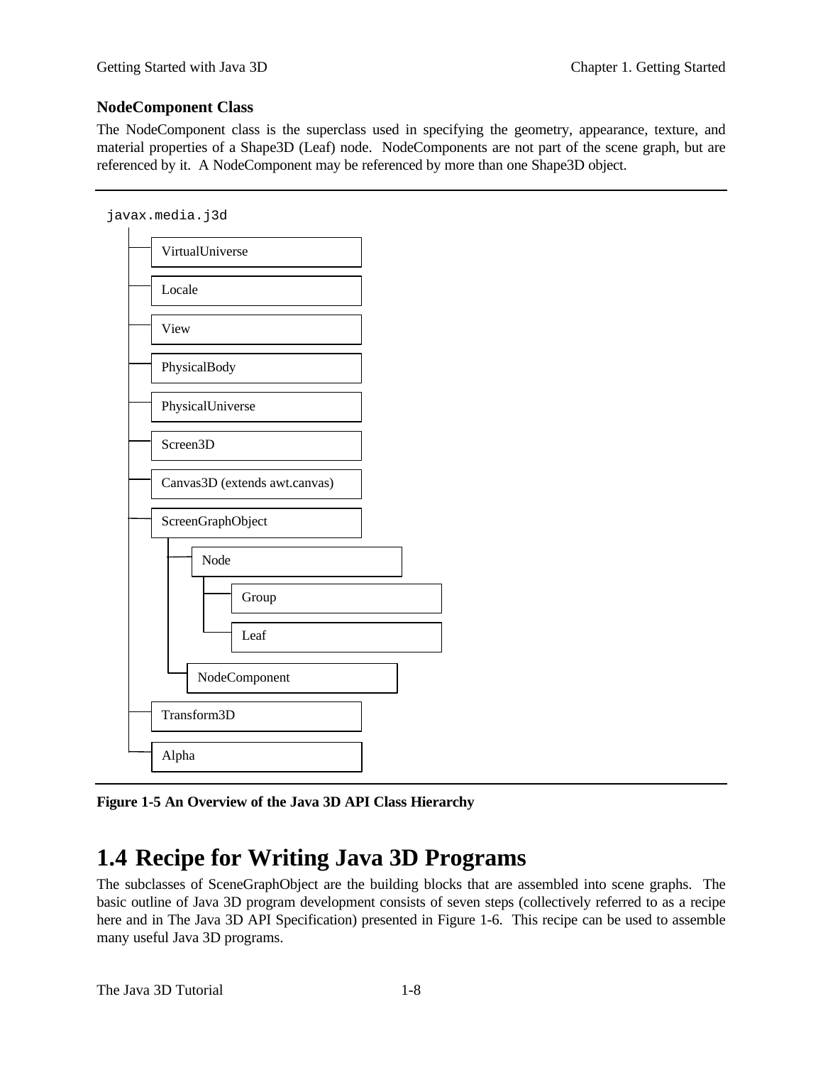### NodeComponent Class

The NodeComponent class is the superclass used in specifying the geometry, appearance, texture, and material properties of a Shape3D (Leaf) node. NodeComponents are not part of the scene graph, but are referenced by it. A NodeComponent may be referenced by more than one Shape3D object.

```
javax.media.j3d
├── VirtualUniverse
├── Locale
├── View
├── PhysicalBody
├── PhysicalUniverse
├── Screen3D
├── Canvas3D (extends awt.canvas)
├── ScreenGraphObject
│   ├── Node
│   │   ├── Group
│   │   └── Leaf
│   └── NodeComponent
├── Transform3D
└── Alpha
```

**Figure 1-5 An Overview of the Java 3D API Class Hierarchy**

## 1.4 Recipe for Writing Java 3D Programs

The subclasses of SceneGraphObject are the building blocks that are assembled into scene graphs. The basic outline of Java 3D program development consists of seven steps (collectively referred to as a recipe here and in The Java 3D API Specification) presented in Figure 1-6. This recipe can be used to assemble many useful Java 3D programs.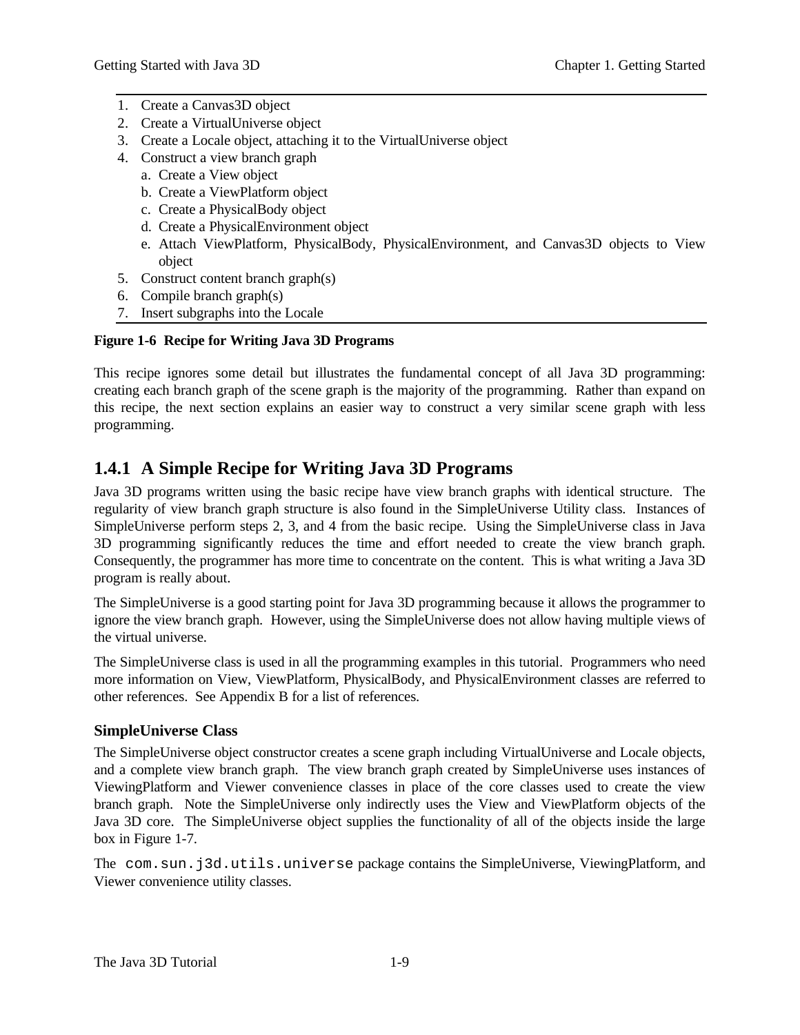1. Create a Canvas3D object
2. Create a VirtualUniverse object
3. Create a Locale object, attaching it to the VirtualUniverse object
4. Construct a view branch graph
   a. Create a View object
   b. Create a ViewPlatform object
   c. Create a PhysicalBody object
   d. Create a PhysicalEnvironment object
   e. Attach ViewPlatform, PhysicalBody, PhysicalEnvironment, and Canvas3D objects to View object
5. Construct content branch graph(s)
6. Compile branch graph(s)
7. Insert subgraphs into the Locale

**Figure 1-6 Recipe for Writing Java 3D Programs**

This recipe ignores some detail but illustrates the fundamental concept of all Java 3D programming: creating each branch graph of the scene graph is the majority of the programming. Rather than expand on this recipe, the next section explains an easier way to construct a very similar scene graph with less programming.

## 1.4.1 A Simple Recipe for Writing Java 3D Programs

Java 3D programs written using the basic recipe have view branch graphs with identical structure. The regularity of view branch graph structure is also found in the SimpleUniverse Utility class. Instances of SimpleUniverse perform steps 2, 3, and 4 from the basic recipe. Using the SimpleUniverse class in Java 3D programming significantly reduces the time and effort needed to create the view branch graph. Consequently, the programmer has more time to concentrate on the content. This is what writing a Java 3D program is really about.

The SimpleUniverse is a good starting point for Java 3D programming because it allows the programmer to ignore the view branch graph. However, using the SimpleUniverse does not allow having multiple views of the virtual universe.

The SimpleUniverse class is used in all the programming examples in this tutorial. Programmers who need more information on View, ViewPlatform, PhysicalBody, and PhysicalEnvironment classes are referred to other references. See Appendix B for a list of references.

### SimpleUniverse Class

The SimpleUniverse object constructor creates a scene graph including VirtualUniverse and Locale objects, and a complete view branch graph. The view branch graph created by SimpleUniverse uses instances of ViewingPlatform and Viewer convenience classes in place of the core classes used to create the view branch graph. Note the SimpleUniverse only indirectly uses the View and ViewPlatform objects of the Java 3D core. The SimpleUniverse object supplies the functionality of all of the objects inside the large box in Figure 1-7.

The `com.sun.j3d.utils.universe` package contains the SimpleUniverse, ViewingPlatform, and Viewer convenience utility classes.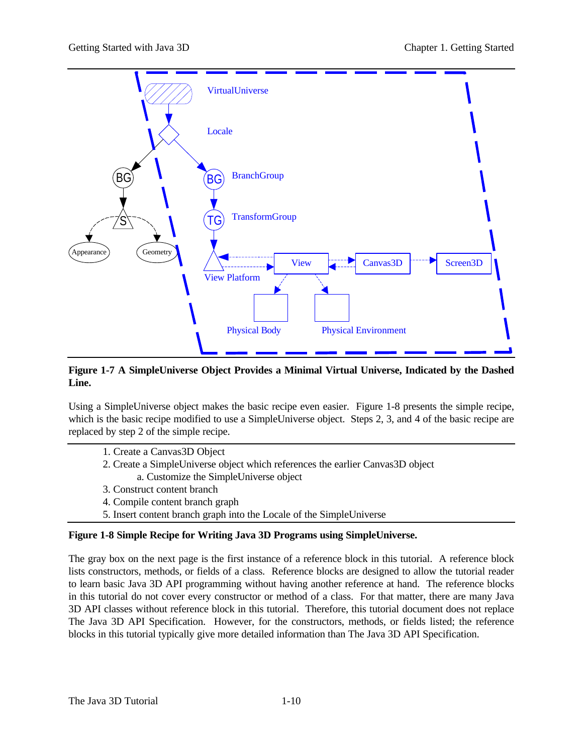**Figure 1-7 A SimpleUniverse Object Provides a Minimal Virtual Universe, Indicated by the Dashed Line.**

Using a SimpleUniverse object makes the basic recipe even easier. Figure 1-8 presents the simple recipe, which is the basic recipe modified to use a SimpleUniverse object. Steps 2, 3, and 4 of the basic recipe are replaced by step 2 of the simple recipe.

1. Create a Canvas3D Object
2. Create a SimpleUniverse object which references the earlier Canvas3D object
   a. Customize the SimpleUniverse object
3. Construct content branch
4. Compile content branch graph
5. Insert content branch graph into the Locale of the SimpleUniverse

**Figure 1-8 Simple Recipe for Writing Java 3D Programs using SimpleUniverse.**

The gray box on the next page is the first instance of a reference block in this tutorial. A reference block lists constructors, methods, or fields of a class. Reference blocks are designed to allow the tutorial reader to learn basic Java 3D API programming without having another reference at hand. The reference blocks in this tutorial do not cover every constructor or method of a class. For that matter, there are many Java 3D API classes without reference block in this tutorial. Therefore, this tutorial document does not replace The Java 3D API Specification. However, for the constructors, methods, or fields listed; the reference blocks in this tutorial typically give more detailed information than The Java 3D API Specification.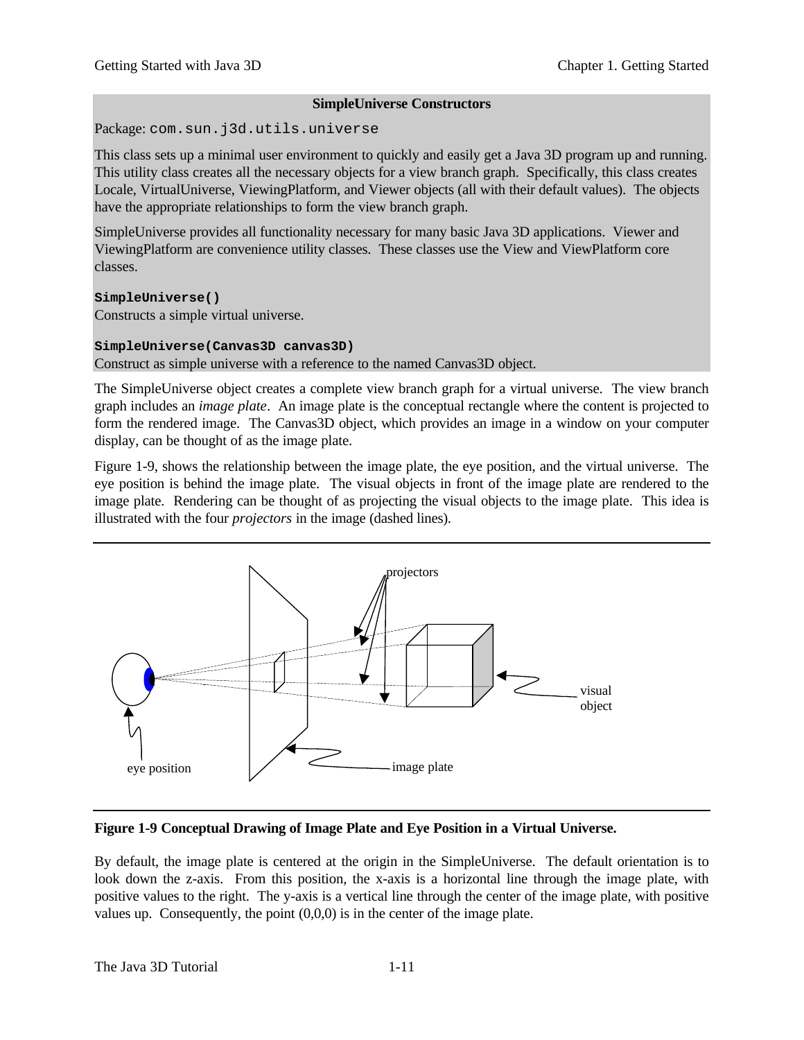**SimpleUniverse Constructors**

Package: `com.sun.j3d.utils.universe`

This class sets up a minimal user environment to quickly and easily get a Java 3D program up and running. This utility class creates all the necessary objects for a view branch graph. Specifically, this class creates Locale, VirtualUniverse, ViewingPlatform, and Viewer objects (all with their default values). The objects have the appropriate relationships to form the view branch graph.

SimpleUniverse provides all functionality necessary for many basic Java 3D applications. Viewer and ViewingPlatform are convenience utility classes. These classes use the View and ViewPlatform core classes.

**`SimpleUniverse()`**
Constructs a simple virtual universe.

**`SimpleUniverse(Canvas3D canvas3D)`**
Construct as simple universe with a reference to the named Canvas3D object.

The SimpleUniverse object creates a complete view branch graph for a virtual universe. The view branch graph includes an *image plate*. An image plate is the conceptual rectangle where the content is projected to form the rendered image. The Canvas3D object, which provides an image in a window on your computer display, can be thought of as the image plate.

Figure 1-9, shows the relationship between the image plate, the eye position, and the virtual universe. The eye position is behind the image plate. The visual objects in front of the image plate are rendered to the image plate. Rendering can be thought of as projecting the visual objects to the image plate. This idea is illustrated with the four *projectors* in the image (dashed lines).

**Figure 1-9 Conceptual Drawing of Image Plate and Eye Position in a Virtual Universe.**

By default, the image plate is centered at the origin in the SimpleUniverse. The default orientation is to look down the z-axis. From this position, the x-axis is a horizontal line through the image plate, with positive values to the right. The y-axis is a vertical line through the center of the image plate, with positive values up. Consequently, the point (0,0,0) is in the center of the image plate.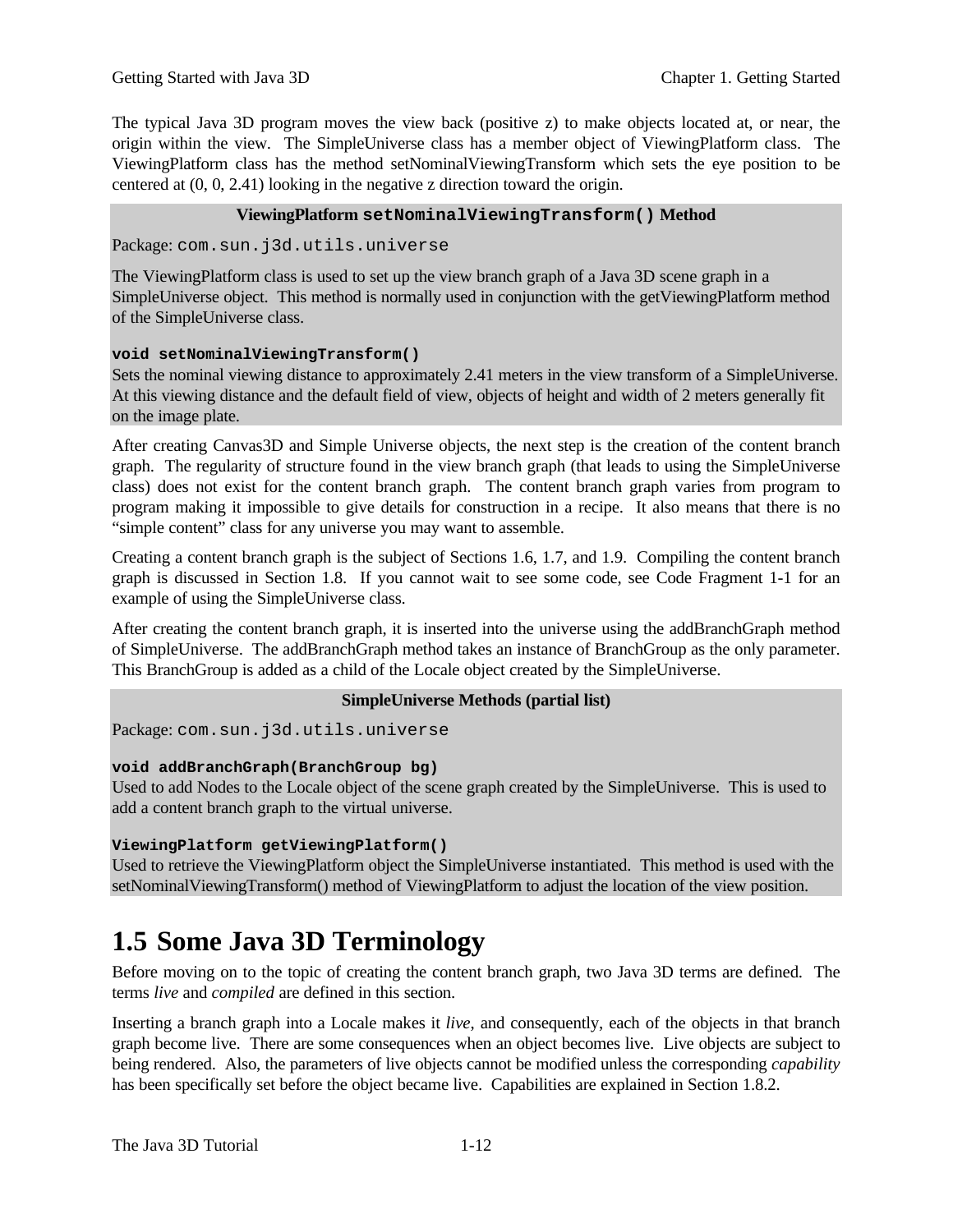The typical Java 3D program moves the view back (positive z) to make objects located at, or near, the origin within the view. The SimpleUniverse class has a member object of ViewingPlatform class. The ViewingPlatform class has the method setNominalViewingTransform which sets the eye position to be centered at (0, 0, 2.41) looking in the negative z direction toward the origin.

**ViewingPlatform `setNominalViewingTransform()` Method**

Package: `com.sun.j3d.utils.universe`

The ViewingPlatform class is used to set up the view branch graph of a Java 3D scene graph in a SimpleUniverse object. This method is normally used in conjunction with the getViewingPlatform method of the SimpleUniverse class.

**`void setNominalViewingTransform()`**
Sets the nominal viewing distance to approximately 2.41 meters in the view transform of a SimpleUniverse. At this viewing distance and the default field of view, objects of height and width of 2 meters generally fit on the image plate.

After creating Canvas3D and Simple Universe objects, the next step is the creation of the content branch graph. The regularity of structure found in the view branch graph (that leads to using the SimpleUniverse class) does not exist for the content branch graph. The content branch graph varies from program to program making it impossible to give details for construction in a recipe. It also means that there is no "simple content" class for any universe you may want to assemble.

Creating a content branch graph is the subject of Sections 1.6, 1.7, and 1.9. Compiling the content branch graph is discussed in Section 1.8. If you cannot wait to see some code, see Code Fragment 1-1 for an example of using the SimpleUniverse class.

After creating the content branch graph, it is inserted into the universe using the addBranchGraph method of SimpleUniverse. The addBranchGraph method takes an instance of BranchGroup as the only parameter. This BranchGroup is added as a child of the Locale object created by the SimpleUniverse.

**SimpleUniverse Methods (partial list)**

Package: `com.sun.j3d.utils.universe`

**`void addBranchGraph(BranchGroup bg)`**
Used to add Nodes to the Locale object of the scene graph created by the SimpleUniverse. This is used to add a content branch graph to the virtual universe.

**`ViewingPlatform getViewingPlatform()`**
Used to retrieve the ViewingPlatform object the SimpleUniverse instantiated. This method is used with the setNominalViewingTransform() method of ViewingPlatform to adjust the location of the view position.

# 1.5 Some Java 3D Terminology

Before moving on to the topic of creating the content branch graph, two Java 3D terms are defined. The terms *live* and *compiled* are defined in this section.

Inserting a branch graph into a Locale makes it *live*, and consequently, each of the objects in that branch graph become live. There are some consequences when an object becomes live. Live objects are subject to being rendered. Also, the parameters of live objects cannot be modified unless the corresponding *capability* has been specifically set before the object became live. Capabilities are explained in Section 1.8.2.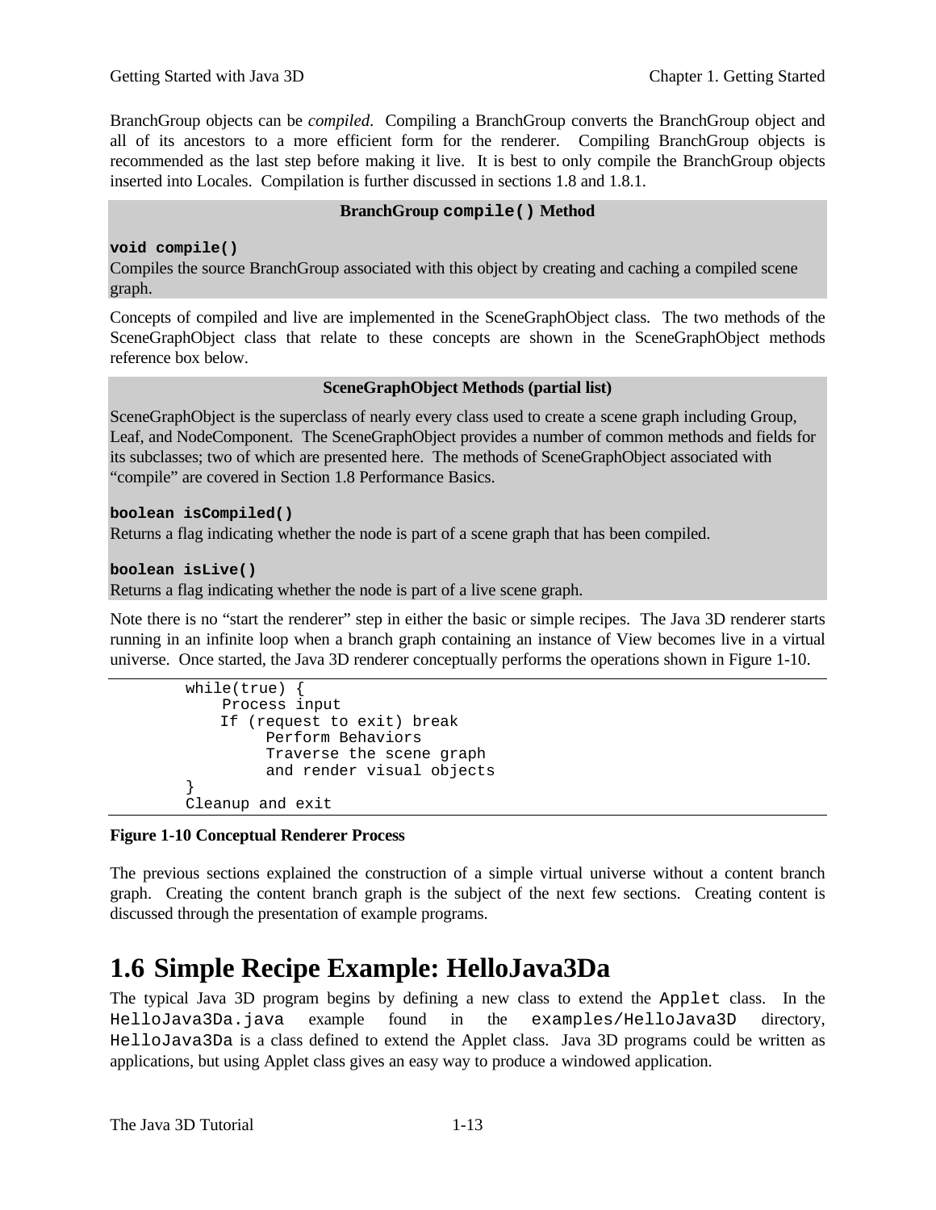BranchGroup objects can be *compiled*. Compiling a BranchGroup converts the BranchGroup object and all of its ancestors to a more efficient form for the renderer. Compiling BranchGroup objects is recommended as the last step before making it live. It is best to only compile the BranchGroup objects inserted into Locales. Compilation is further discussed in sections 1.8 and 1.8.1.

**BranchGroup `compile()` Method**

**`void compile()`**
Compiles the source BranchGroup associated with this object by creating and caching a compiled scene graph.

Concepts of compiled and live are implemented in the SceneGraphObject class. The two methods of the SceneGraphObject class that relate to these concepts are shown in the SceneGraphObject methods reference box below.

**SceneGraphObject Methods (partial list)**

SceneGraphObject is the superclass of nearly every class used to create a scene graph including Group, Leaf, and NodeComponent. The SceneGraphObject provides a number of common methods and fields for its subclasses; two of which are presented here. The methods of SceneGraphObject associated with "compile" are covered in Section 1.8 Performance Basics.

**`boolean isCompiled()`**
Returns a flag indicating whether the node is part of a scene graph that has been compiled.

**`boolean isLive()`**
Returns a flag indicating whether the node is part of a live scene graph.

Note there is no "start the renderer" step in either the basic or simple recipes. The Java 3D renderer starts running in an infinite loop when a branch graph containing an instance of View becomes live in a virtual universe. Once started, the Java 3D renderer conceptually performs the operations shown in Figure 1-10.

```
while(true) {
    Process input
    If (request to exit) break
        Perform Behaviors
        Traverse the scene graph
        and render visual objects
}
Cleanup and exit
```

**Figure 1-10 Conceptual Renderer Process**

The previous sections explained the construction of a simple virtual universe without a content branch graph. Creating the content branch graph is the subject of the next few sections. Creating content is discussed through the presentation of example programs.

# 1.6 Simple Recipe Example: HelloJava3Da

The typical Java 3D program begins by defining a new class to extend the `Applet` class. In the `HelloJava3Da.java` example found in the `examples/HelloJava3D` directory, `HelloJava3Da` is a class defined to extend the Applet class. Java 3D programs could be written as applications, but using Applet class gives an easy way to produce a windowed application.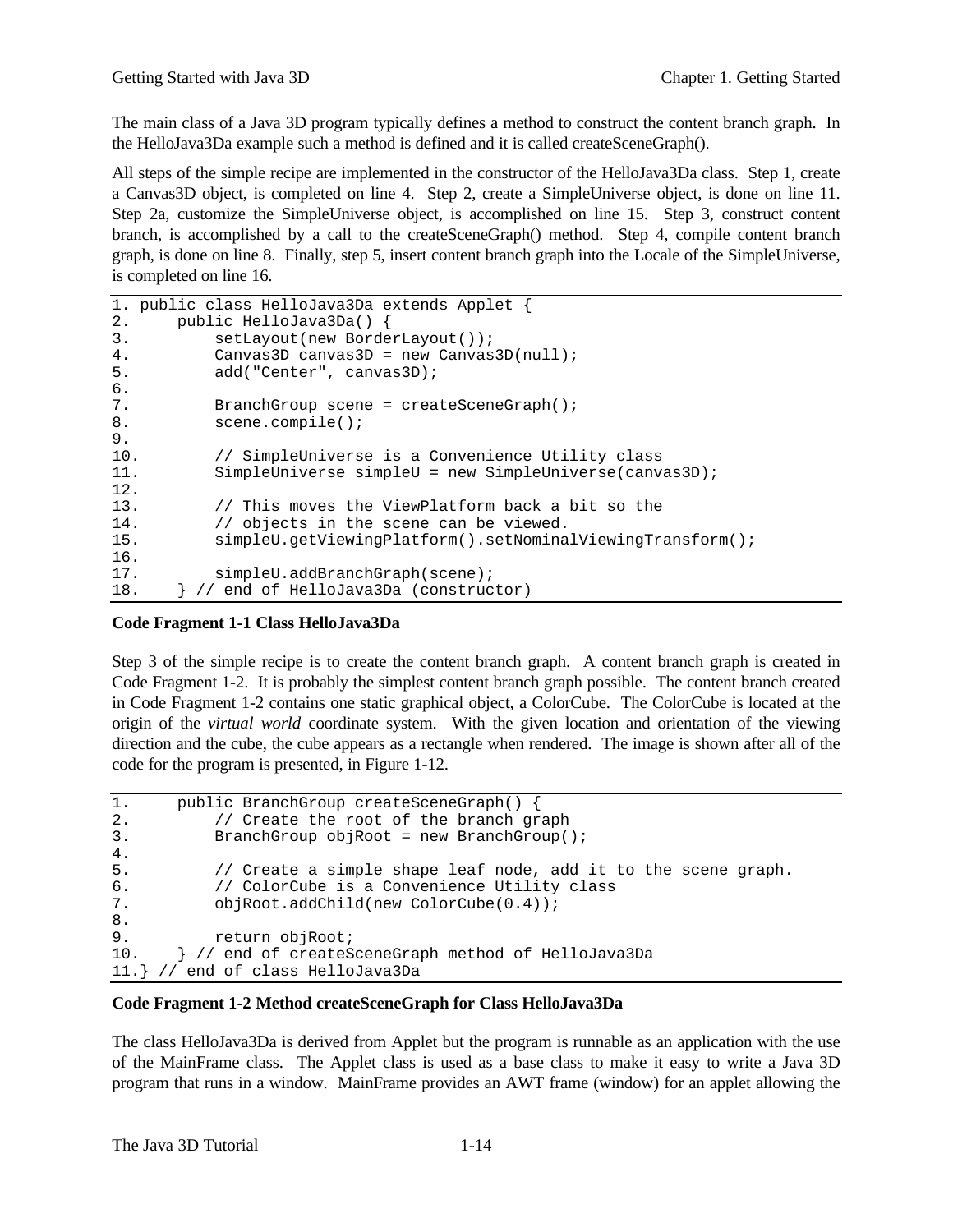The main class of a Java 3D program typically defines a method to construct the content branch graph. In the HelloJava3Da example such a method is defined and it is called createSceneGraph().

All steps of the simple recipe are implemented in the constructor of the HelloJava3Da class. Step 1, create a Canvas3D object, is completed on line 4. Step 2, create a SimpleUniverse object, is done on line 11. Step 2a, customize the SimpleUniverse object, is accomplished on line 15. Step 3, construct content branch, is accomplished by a call to the createSceneGraph() method. Step 4, compile content branch graph, is done on line 8. Finally, step 5, insert content branch graph into the Locale of the SimpleUniverse, is completed on line 16.

```
1. public class HelloJava3Da extends Applet {
2.     public HelloJava3Da() {
3.         setLayout(new BorderLayout());
4.         Canvas3D canvas3D = new Canvas3D(null);
5.         add("Center", canvas3D);
6.
7.         BranchGroup scene = createSceneGraph();
8.         scene.compile();
9.
10.        // SimpleUniverse is a Convenience Utility class
11.        SimpleUniverse simpleU = new SimpleUniverse(canvas3D);
12.
13.        // This moves the ViewPlatform back a bit so the
14.        // objects in the scene can be viewed.
15.        simpleU.getViewingPlatform().setNominalViewingTransform();
16.
17.        simpleU.addBranchGraph(scene);
18.    } // end of HelloJava3Da (constructor)
```

**Code Fragment 1-1 Class HelloJava3Da**

Step 3 of the simple recipe is to create the content branch graph. A content branch graph is created in Code Fragment 1-2. It is probably the simplest content branch graph possible. The content branch created in Code Fragment 1-2 contains one static graphical object, a ColorCube. The ColorCube is located at the origin of the *virtual world* coordinate system. With the given location and orientation of the viewing direction and the cube, the cube appears as a rectangle when rendered. The image is shown after all of the code for the program is presented, in Figure 1-12.

```
1.     public BranchGroup createSceneGraph() {
2.         // Create the root of the branch graph
3.         BranchGroup objRoot = new BranchGroup();
4.
5.         // Create a simple shape leaf node, add it to the scene graph.
6.         // ColorCube is a Convenience Utility class
7.         objRoot.addChild(new ColorCube(0.4));
8.
9.         return objRoot;
10.    } // end of createSceneGraph method of HelloJava3Da
11.} // end of class HelloJava3Da
```

**Code Fragment 1-2 Method createSceneGraph for Class HelloJava3Da**

The class HelloJava3Da is derived from Applet but the program is runnable as an application with the use of the MainFrame class. The Applet class is used as a base class to make it easy to write a Java 3D program that runs in a window. MainFrame provides an AWT frame (window) for an applet allowing the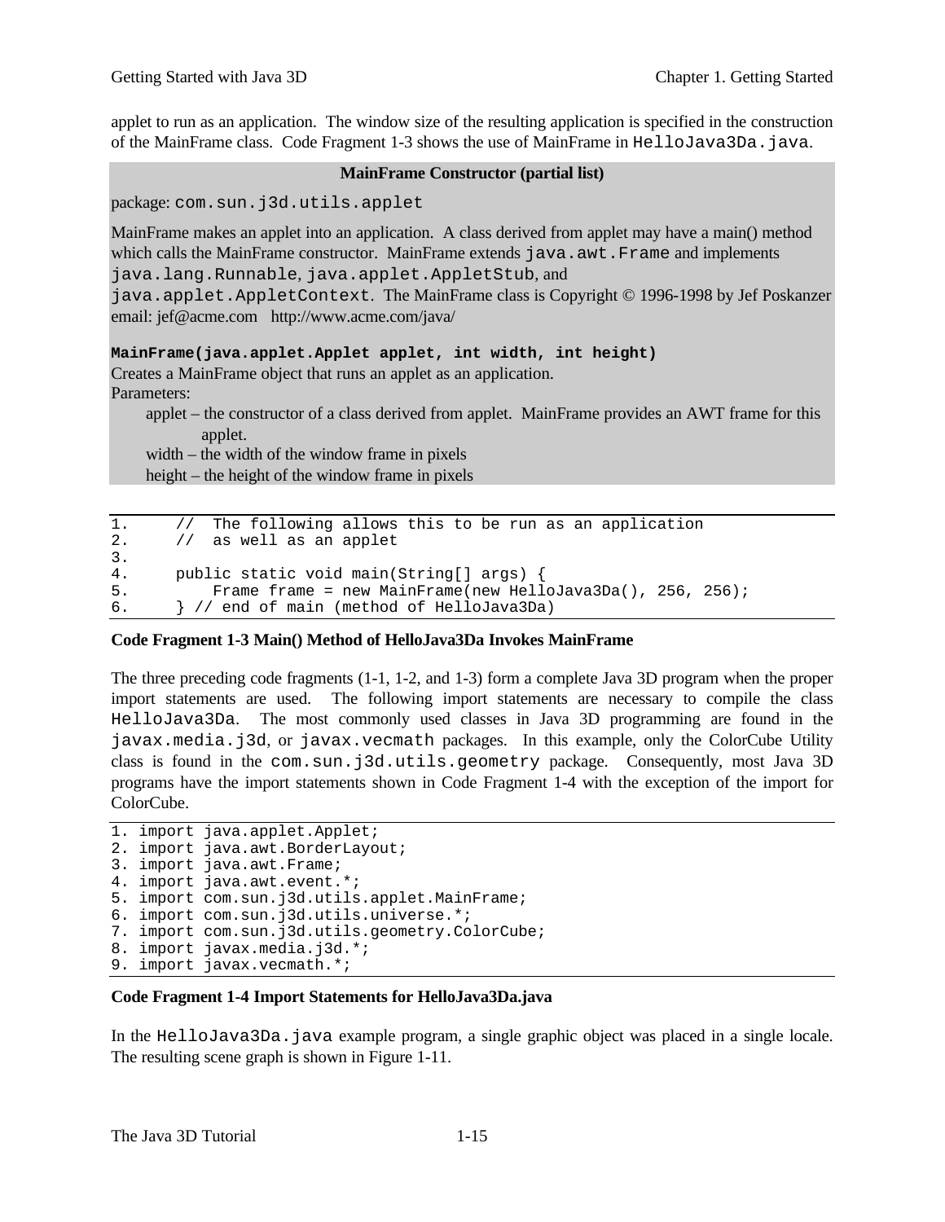applet to run as an application. The window size of the resulting application is specified in the construction of the MainFrame class. Code Fragment 1-3 shows the use of MainFrame in `HelloJava3Da.java`.

**MainFrame Constructor (partial list)**

package: `com.sun.j3d.utils.applet`

MainFrame makes an applet into an application. A class derived from applet may have a main() method which calls the MainFrame constructor. MainFrame extends `java.awt.Frame` and implements `java.lang.Runnable`, `java.applet.AppletStub`, and `java.applet.AppletContext`. The MainFrame class is Copyright © 1996-1998 by Jef Poskanzer email: jef@acme.com http://www.acme.com/java/

**`MainFrame(java.applet.Applet applet, int width, int height)`**
Creates a MainFrame object that runs an applet as an application.
Parameters:

- applet – the constructor of a class derived from applet. MainFrame provides an AWT frame for this applet.
- width – the width of the window frame in pixels
- height – the height of the window frame in pixels

```
1.     //  The following allows this to be run as an application
2.     //  as well as an applet
3.
4.     public static void main(String[] args) {
5.         Frame frame = new MainFrame(new HelloJava3Da(), 256, 256);
6.     } // end of main (method of HelloJava3Da)
```

**Code Fragment 1-3 Main() Method of HelloJava3Da Invokes MainFrame**

The three preceding code fragments (1-1, 1-2, and 1-3) form a complete Java 3D program when the proper import statements are used. The following import statements are necessary to compile the class `HelloJava3Da`. The most commonly used classes in Java 3D programming are found in the `javax.media.j3d`, or `javax.vecmath` packages. In this example, only the ColorCube Utility class is found in the `com.sun.j3d.utils.geometry` package. Consequently, most Java 3D programs have the import statements shown in Code Fragment 1-4 with the exception of the import for ColorCube.

```
1. import java.applet.Applet;
2. import java.awt.BorderLayout;
3. import java.awt.Frame;
4. import java.awt.event.*;
5. import com.sun.j3d.utils.applet.MainFrame;
6. import com.sun.j3d.utils.universe.*;
7. import com.sun.j3d.utils.geometry.ColorCube;
8. import javax.media.j3d.*;
9. import javax.vecmath.*;
```

**Code Fragment 1-4 Import Statements for HelloJava3Da.java**

In the `HelloJava3Da.java` example program, a single graphic object was placed in a single locale. The resulting scene graph is shown in Figure 1-11.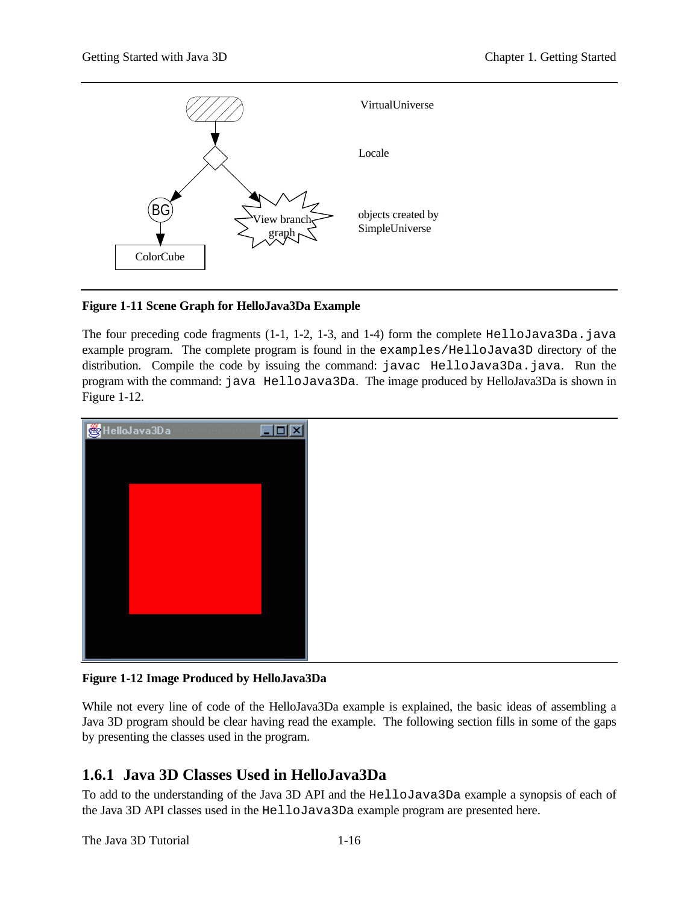VirtualUniverse

Locale

objects created by SimpleUniverse

BG

View branch graph

ColorCube

**Figure 1-11 Scene Graph for HelloJava3Da Example**

The four preceding code fragments (1-1, 1-2, 1-3, and 1-4) form the complete `HelloJava3Da.java` example program. The complete program is found in the `examples/HelloJava3D` directory of the distribution. Compile the code by issuing the command: `javac HelloJava3Da.java`. Run the program with the command: `java HelloJava3Da`. The image produced by HelloJava3Da is shown in Figure 1-12.

**Figure 1-12 Image Produced by HelloJava3Da**

While not every line of code of the HelloJava3Da example is explained, the basic ideas of assembling a Java 3D program should be clear having read the example. The following section fills in some of the gaps by presenting the classes used in the program.

## 1.6.1 Java 3D Classes Used in HelloJava3Da

To add to the understanding of the Java 3D API and the `HelloJava3Da` example a synopsis of each of the Java 3D API classes used in the `HelloJava3Da` example program are presented here.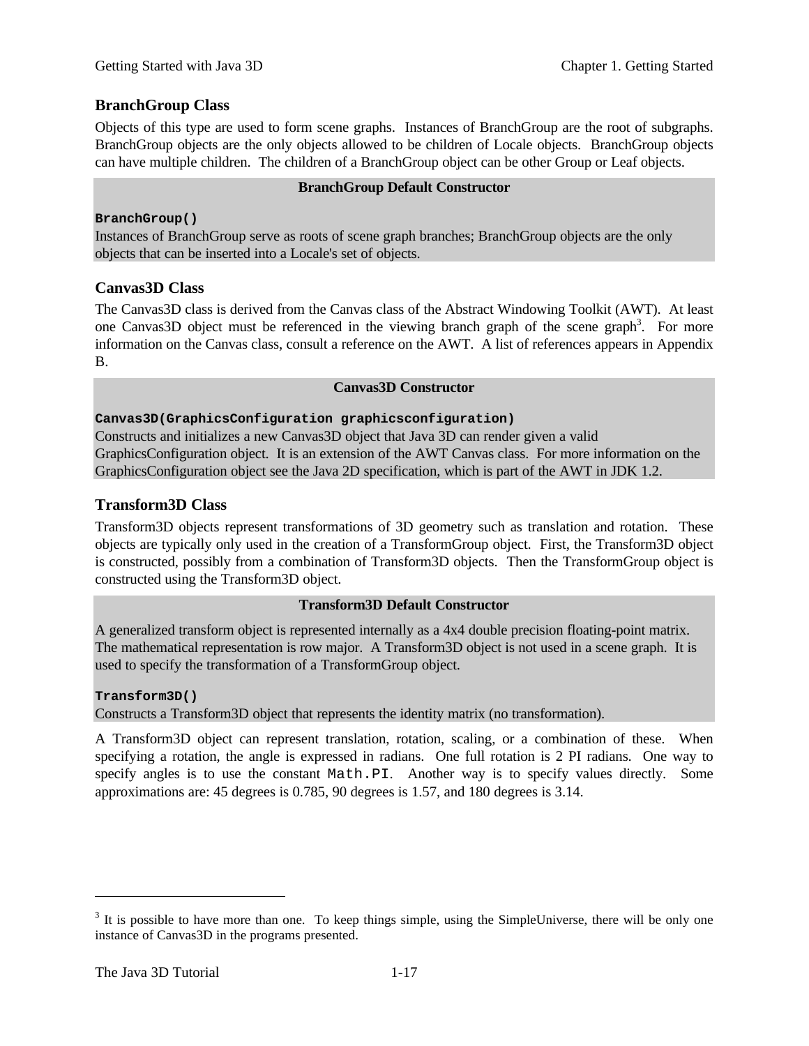### BranchGroup Class

Objects of this type are used to form scene graphs. Instances of BranchGroup are the root of subgraphs. BranchGroup objects are the only objects allowed to be children of Locale objects. BranchGroup objects can have multiple children. The children of a BranchGroup object can be other Group or Leaf objects.

**BranchGroup Default Constructor**

**`BranchGroup()`**
Instances of BranchGroup serve as roots of scene graph branches; BranchGroup objects are the only objects that can be inserted into a Locale's set of objects.

### Canvas3D Class

The Canvas3D class is derived from the Canvas class of the Abstract Windowing Toolkit (AWT). At least one Canvas3D object must be referenced in the viewing branch graph of the scene graph[3]. For more information on the Canvas class, consult a reference on the AWT. A list of references appears in Appendix B.

**Canvas3D Constructor**

**`Canvas3D(GraphicsConfiguration graphicsconfiguration)`**
Constructs and initializes a new Canvas3D object that Java 3D can render given a valid GraphicsConfiguration object. It is an extension of the AWT Canvas class. For more information on the GraphicsConfiguration object see the Java 2D specification, which is part of the AWT in JDK 1.2.

### Transform3D Class

Transform3D objects represent transformations of 3D geometry such as translation and rotation. These objects are typically only used in the creation of a TransformGroup object. First, the Transform3D object is constructed, possibly from a combination of Transform3D objects. Then the TransformGroup object is constructed using the Transform3D object.

**Transform3D Default Constructor**

A generalized transform object is represented internally as a 4x4 double precision floating-point matrix. The mathematical representation is row major. A Transform3D object is not used in a scene graph. It is used to specify the transformation of a TransformGroup object.

**`Transform3D()`**
Constructs a Transform3D object that represents the identity matrix (no transformation).

A Transform3D object can represent translation, rotation, scaling, or a combination of these. When specifying a rotation, the angle is expressed in radians. One full rotation is 2 PI radians. One way to specify angles is to use the constant `Math.PI`. Another way is to specify values directly. Some approximations are: 45 degrees is 0.785, 90 degrees is 1.57, and 180 degrees is 3.14.

---

[3] It is possible to have more than one. To keep things simple, using the SimpleUniverse, there will be only one instance of Canvas3D in the programs presented.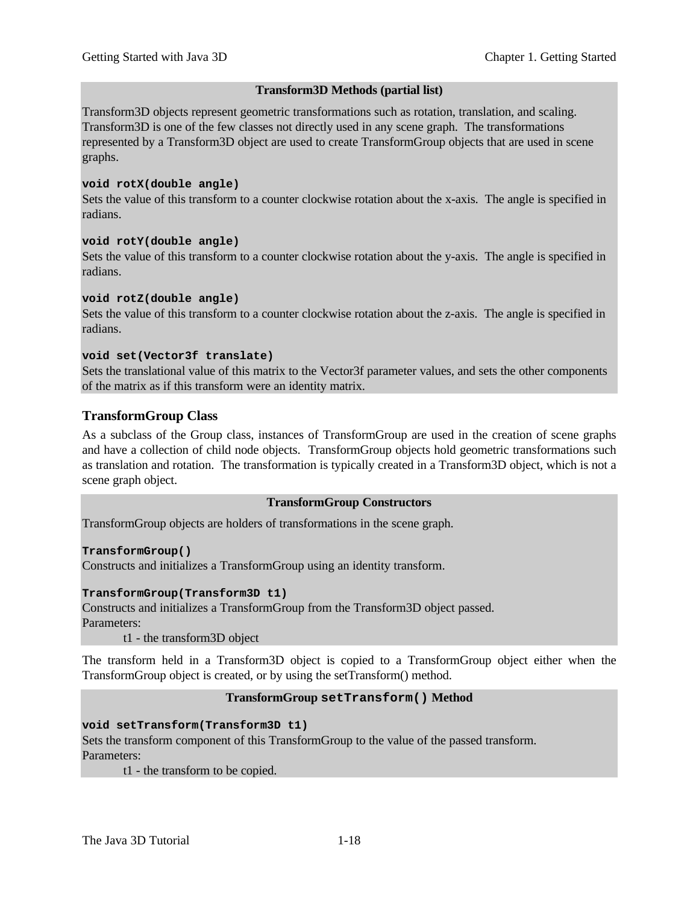**Transform3D Methods (partial list)**

Transform3D objects represent geometric transformations such as rotation, translation, and scaling. Transform3D is one of the few classes not directly used in any scene graph. The transformations represented by a Transform3D object are used to create TransformGroup objects that are used in scene graphs.

**`void rotX(double angle)`**
Sets the value of this transform to a counter clockwise rotation about the x-axis. The angle is specified in radians.

**`void rotY(double angle)`**
Sets the value of this transform to a counter clockwise rotation about the y-axis. The angle is specified in radians.

**`void rotZ(double angle)`**
Sets the value of this transform to a counter clockwise rotation about the z-axis. The angle is specified in radians.

**`void set(Vector3f translate)`**
Sets the translational value of this matrix to the Vector3f parameter values, and sets the other components of the matrix as if this transform were an identity matrix.

### TransformGroup Class

As a subclass of the Group class, instances of TransformGroup are used in the creation of scene graphs and have a collection of child node objects. TransformGroup objects hold geometric transformations such as translation and rotation. The transformation is typically created in a Transform3D object, which is not a scene graph object.

**TransformGroup Constructors**

TransformGroup objects are holders of transformations in the scene graph.

**`TransformGroup()`**
Constructs and initializes a TransformGroup using an identity transform.

**`TransformGroup(Transform3D t1)`**
Constructs and initializes a TransformGroup from the Transform3D object passed.
Parameters:
    t1 - the transform3D object

The transform held in a Transform3D object is copied to a TransformGroup object either when the TransformGroup object is created, or by using the setTransform() method.

**TransformGroup `setTransform()` Method**

**`void setTransform(Transform3D t1)`**
Sets the transform component of this TransformGroup to the value of the passed transform.
Parameters:
    t1 - the transform to be copied.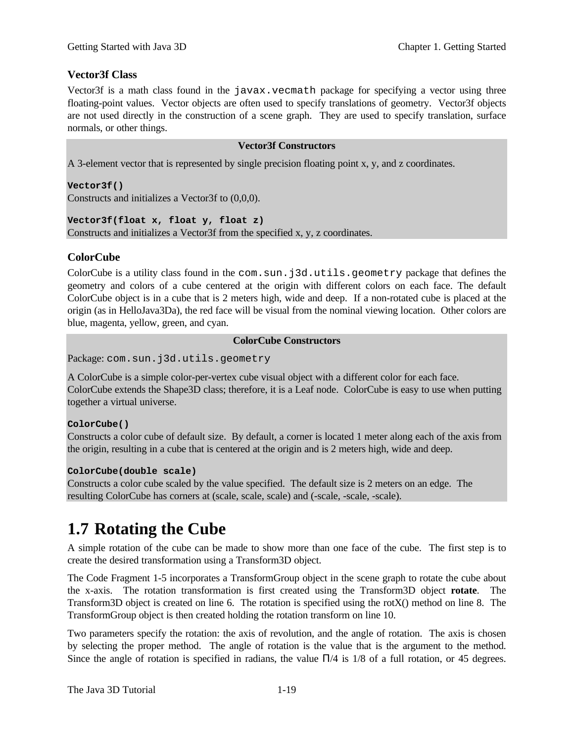### Vector3f Class

Vector3f is a math class found in the `javax.vecmath` package for specifying a vector using three floating-point values. Vector objects are often used to specify translations of geometry. Vector3f objects are not used directly in the construction of a scene graph. They are used to specify translation, surface normals, or other things.

**Vector3f Constructors**

A 3-element vector that is represented by single precision floating point x, y, and z coordinates.

**`Vector3f()`**
Constructs and initializes a Vector3f to (0,0,0).

**`Vector3f(float x, float y, float z)`**
Constructs and initializes a Vector3f from the specified x, y, z coordinates.

### ColorCube

ColorCube is a utility class found in the `com.sun.j3d.utils.geometry` package that defines the geometry and colors of a cube centered at the origin with different colors on each face. The default ColorCube object is in a cube that is 2 meters high, wide and deep. If a non-rotated cube is placed at the origin (as in HelloJava3Da), the red face will be visual from the nominal viewing location. Other colors are blue, magenta, yellow, green, and cyan.

**ColorCube Constructors**

Package: `com.sun.j3d.utils.geometry`

A ColorCube is a simple color-per-vertex cube visual object with a different color for each face. ColorCube extends the Shape3D class; therefore, it is a Leaf node. ColorCube is easy to use when putting together a virtual universe.

**`ColorCube()`**
Constructs a color cube of default size. By default, a corner is located 1 meter along each of the axis from the origin, resulting in a cube that is centered at the origin and is 2 meters high, wide and deep.

**`ColorCube(double scale)`**
Constructs a color cube scaled by the value specified. The default size is 2 meters on an edge. The resulting ColorCube has corners at (scale, scale, scale) and (-scale, -scale, -scale).

# 1.7 Rotating the Cube

A simple rotation of the cube can be made to show more than one face of the cube. The first step is to create the desired transformation using a Transform3D object.

The Code Fragment 1-5 incorporates a TransformGroup object in the scene graph to rotate the cube about the x-axis. The rotation transformation is first created using the Transform3D object **rotate**. The Transform3D object is created on line 6. The rotation is specified using the rotX() method on line 8. The TransformGroup object is then created holding the rotation transform on line 10.

Two parameters specify the rotation: the axis of revolution, and the angle of rotation. The axis is chosen by selecting the proper method. The angle of rotation is the value that is the argument to the method. Since the angle of rotation is specified in radians, the value $\Pi/4$ is 1/8 of a full rotation, or 45 degrees.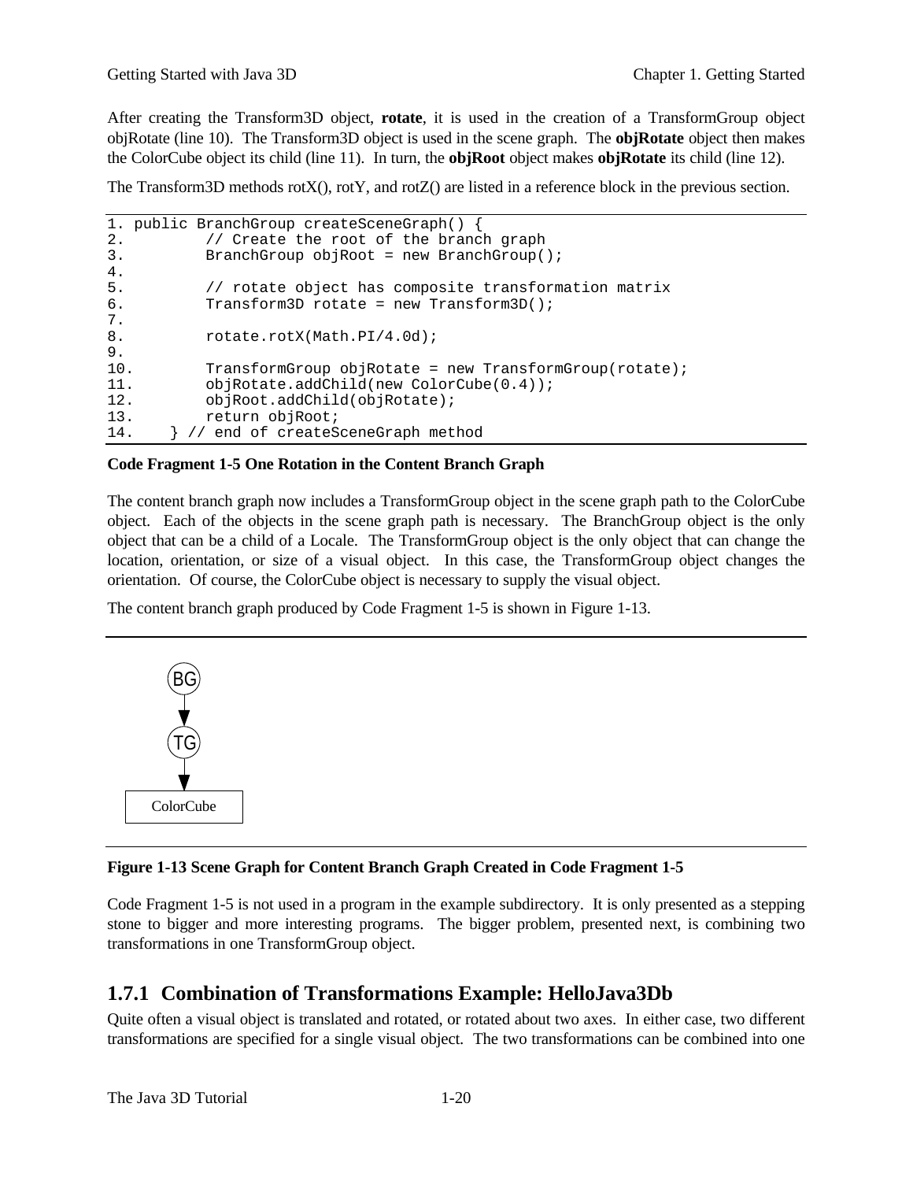After creating the Transform3D object, **rotate**, it is used in the creation of a TransformGroup object objRotate (line 10). The Transform3D object is used in the scene graph. The **objRotate** object then makes the ColorCube object its child (line 11). In turn, the **objRoot** object makes **objRotate** its child (line 12).

The Transform3D methods rotX(), rotY, and rotZ() are listed in a reference block in the previous section.

```
1. public BranchGroup createSceneGraph() {
2.         // Create the root of the branch graph
3.         BranchGroup objRoot = new BranchGroup();
4.
5.         // rotate object has composite transformation matrix
6.         Transform3D rotate = new Transform3D();
7.
8.         rotate.rotX(Math.PI/4.0d);
9.
10.        TransformGroup objRotate = new TransformGroup(rotate);
11.        objRotate.addChild(new ColorCube(0.4));
12.        objRoot.addChild(objRotate);
13.        return objRoot;
14.    } // end of createSceneGraph method
```

**Code Fragment 1-5 One Rotation in the Content Branch Graph**

The content branch graph now includes a TransformGroup object in the scene graph path to the ColorCube object. Each of the objects in the scene graph path is necessary. The BranchGroup object is the only object that can be a child of a Locale. The TransformGroup object is the only object that can change the location, orientation, or size of a visual object. In this case, the TransformGroup object changes the orientation. Of course, the ColorCube object is necessary to supply the visual object.

The content branch graph produced by Code Fragment 1-5 is shown in Figure 1-13.

**Figure 1-13 Scene Graph for Content Branch Graph Created in Code Fragment 1-5**

Code Fragment 1-5 is not used in a program in the example subdirectory. It is only presented as a stepping stone to bigger and more interesting programs. The bigger problem, presented next, is combining two transformations in one TransformGroup object.

## 1.7.1 Combination of Transformations Example: HelloJava3Db

Quite often a visual object is translated and rotated, or rotated about two axes. In either case, two different transformations are specified for a single visual object. The two transformations can be combined into one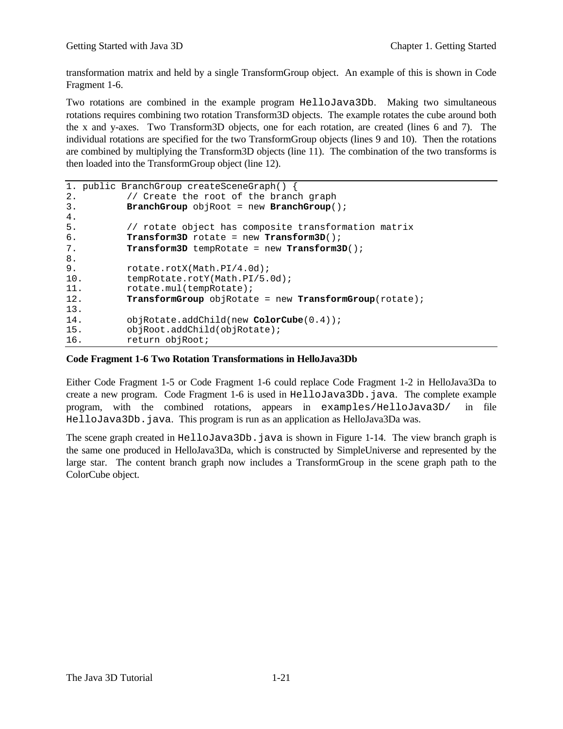transformation matrix and held by a single TransformGroup object. An example of this is shown in Code Fragment 1-6.

Two rotations are combined in the example program `HelloJava3Db`. Making two simultaneous rotations requires combining two rotation Transform3D objects. The example rotates the cube around both the x and y-axes. Two Transform3D objects, one for each rotation, are created (lines 6 and 7). The individual rotations are specified for the two TransformGroup objects (lines 9 and 10). Then the rotations are combined by multiplying the Transform3D objects (line 11). The combination of the two transforms is then loaded into the TransformGroup object (line 12).

```
1. public BranchGroup createSceneGraph() {
2.         // Create the root of the branch graph
3.         BranchGroup objRoot = new BranchGroup();
4.
5.         // rotate object has composite transformation matrix
6.         Transform3D rotate = new Transform3D();
7.         Transform3D tempRotate = new Transform3D();
8.
9.         rotate.rotX(Math.PI/4.0d);
10.        tempRotate.rotY(Math.PI/5.0d);
11.        rotate.mul(tempRotate);
12.        TransformGroup objRotate = new TransformGroup(rotate);
13.
14.        objRotate.addChild(new ColorCube(0.4));
15.        objRoot.addChild(objRotate);
16.        return objRoot;
```

**Code Fragment 1-6 Two Rotation Transformations in HelloJava3Db**

Either Code Fragment 1-5 or Code Fragment 1-6 could replace Code Fragment 1-2 in HelloJava3Da to create a new program. Code Fragment 1-6 is used in `HelloJava3Db.java`. The complete example program, with the combined rotations, appears in `examples/HelloJava3D/` in file `HelloJava3Db.java`. This program is run as an application as HelloJava3Da was.

The scene graph created in `HelloJava3Db.java` is shown in Figure 1-14. The view branch graph is the same one produced in HelloJava3Da, which is constructed by SimpleUniverse and represented by the large star. The content branch graph now includes a TransformGroup in the scene graph path to the ColorCube object.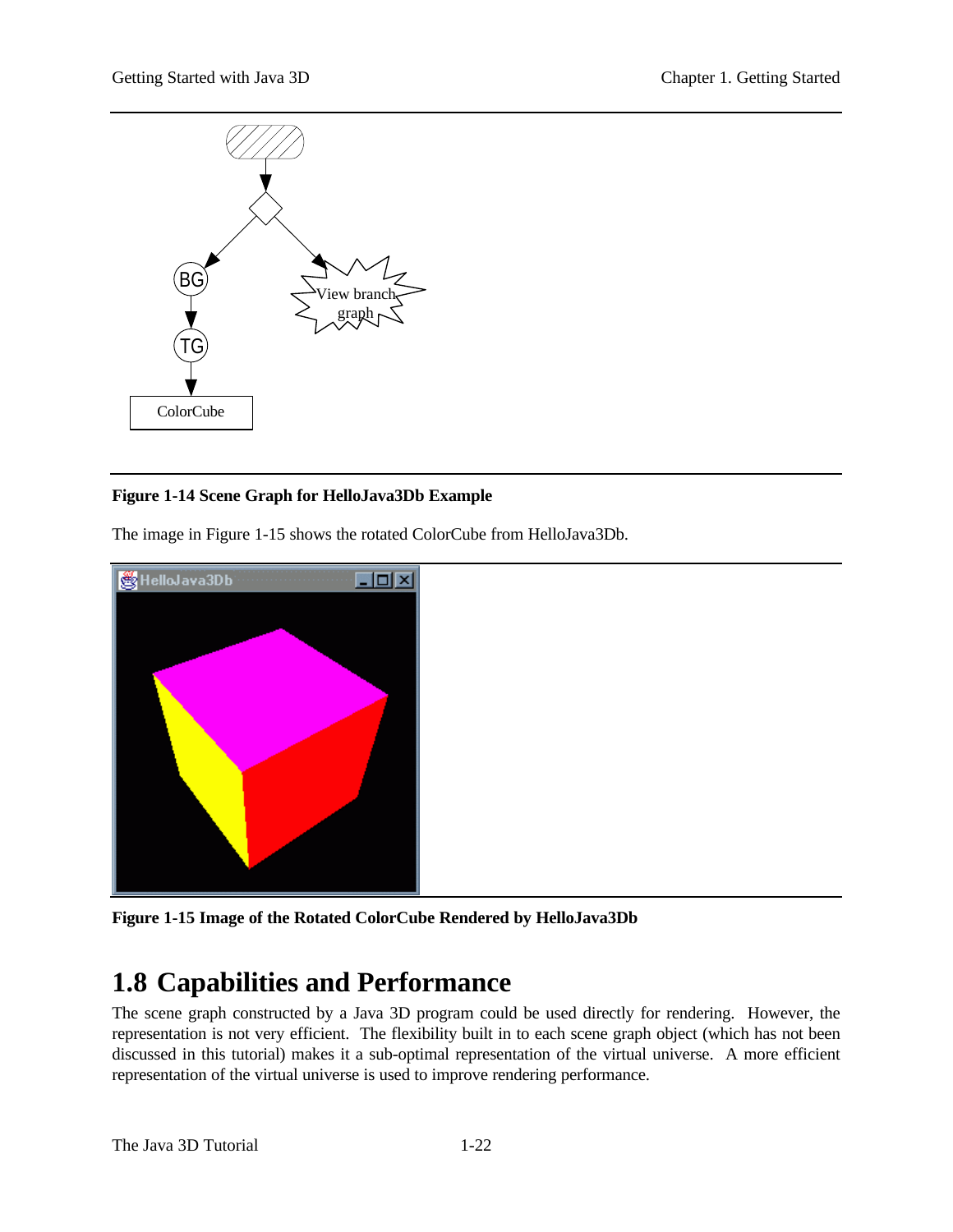Figure 1-14 Scene Graph for HelloJava3Db Example

The image in Figure 1-15 shows the rotated ColorCube from HelloJava3Db.

**Figure 1-15 Image of the Rotated ColorCube Rendered by HelloJava3Db**

## 1.8 Capabilities and Performance

The scene graph constructed by a Java 3D program could be used directly for rendering. However, the representation is not very efficient. The flexibility built in to each scene graph object (which has not been discussed in this tutorial) makes it a sub-optimal representation of the virtual universe. A more efficient representation of the virtual universe is used to improve rendering performance.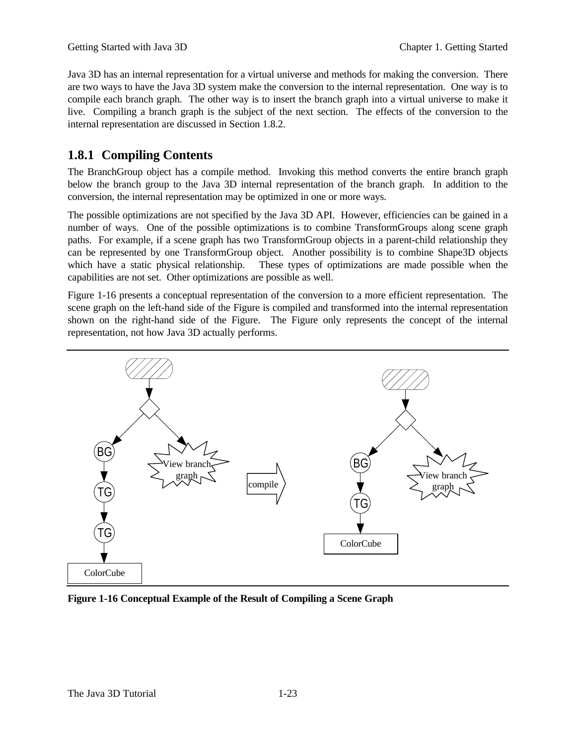Java 3D has an internal representation for a virtual universe and methods for making the conversion. There are two ways to have the Java 3D system make the conversion to the internal representation. One way is to compile each branch graph. The other way is to insert the branch graph into a virtual universe to make it live. Compiling a branch graph is the subject of the next section. The effects of the conversion to the internal representation are discussed in Section 1.8.2.

## 1.8.1 Compiling Contents

The BranchGroup object has a compile method. Invoking this method converts the entire branch graph below the branch group to the Java 3D internal representation of the branch graph. In addition to the conversion, the internal representation may be optimized in one or more ways.

The possible optimizations are not specified by the Java 3D API. However, efficiencies can be gained in a number of ways. One of the possible optimizations is to combine TransformGroups along scene graph paths. For example, if a scene graph has two TransformGroup objects in a parent-child relationship they can be represented by one TransformGroup object. Another possibility is to combine Shape3D objects which have a static physical relationship. These types of optimizations are made possible when the capabilities are not set. Other optimizations are possible as well.

Figure 1-16 presents a conceptual representation of the conversion to a more efficient representation. The scene graph on the left-hand side of the Figure is compiled and transformed into the internal representation shown on the right-hand side of the Figure. The Figure only represents the concept of the internal representation, not how Java 3D actually performs.

**Figure 1-16 Conceptual Example of the Result of Compiling a Scene Graph**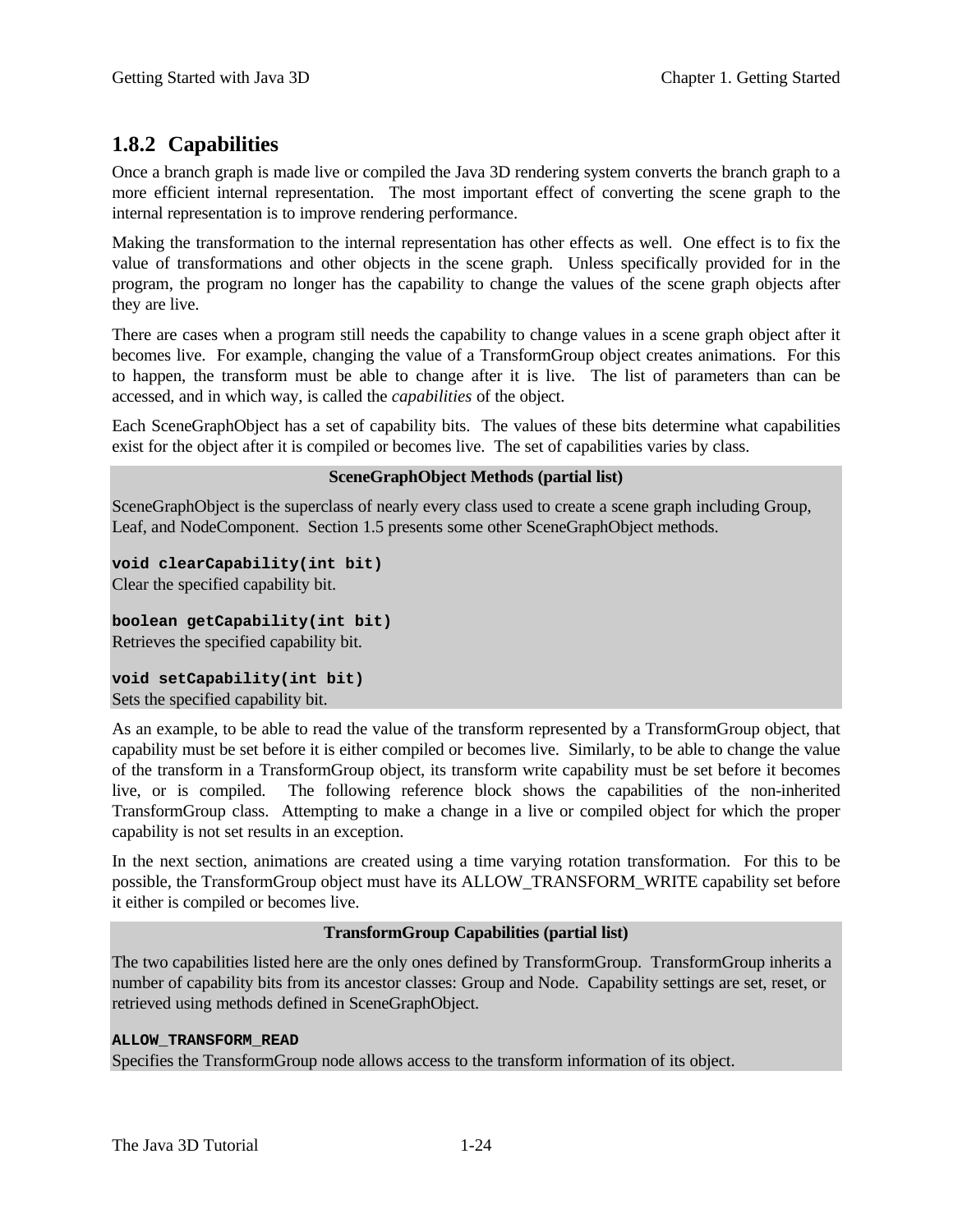### 1.8.2 Capabilities

Once a branch graph is made live or compiled the Java 3D rendering system converts the branch graph to a more efficient internal representation. The most important effect of converting the scene graph to the internal representation is to improve rendering performance.

Making the transformation to the internal representation has other effects as well. One effect is to fix the value of transformations and other objects in the scene graph. Unless specifically provided for in the program, the program no longer has the capability to change the values of the scene graph objects after they are live.

There are cases when a program still needs the capability to change values in a scene graph object after it becomes live. For example, changing the value of a TransformGroup object creates animations. For this to happen, the transform must be able to change after it is live. The list of parameters than can be accessed, and in which way, is called the *capabilities* of the object.

Each SceneGraphObject has a set of capability bits. The values of these bits determine what capabilities exist for the object after it is compiled or becomes live. The set of capabilities varies by class.

**SceneGraphObject Methods (partial list)**

SceneGraphObject is the superclass of nearly every class used to create a scene graph including Group, Leaf, and NodeComponent. Section 1.5 presents some other SceneGraphObject methods.

**`void clearCapability(int bit)`**
Clear the specified capability bit.

**`boolean getCapability(int bit)`**
Retrieves the specified capability bit.

**`void setCapability(int bit)`**
Sets the specified capability bit.

As an example, to be able to read the value of the transform represented by a TransformGroup object, that capability must be set before it is either compiled or becomes live. Similarly, to be able to change the value of the transform in a TransformGroup object, its transform write capability must be set before it becomes live, or is compiled. The following reference block shows the capabilities of the non-inherited TransformGroup class. Attempting to make a change in a live or compiled object for which the proper capability is not set results in an exception.

In the next section, animations are created using a time varying rotation transformation. For this to be possible, the TransformGroup object must have its ALLOW_TRANSFORM_WRITE capability set before it either is compiled or becomes live.

**TransformGroup Capabilities (partial list)**

The two capabilities listed here are the only ones defined by TransformGroup. TransformGroup inherits a number of capability bits from its ancestor classes: Group and Node. Capability settings are set, reset, or retrieved using methods defined in SceneGraphObject.

**`ALLOW_TRANSFORM_READ`**
Specifies the TransformGroup node allows access to the transform information of its object.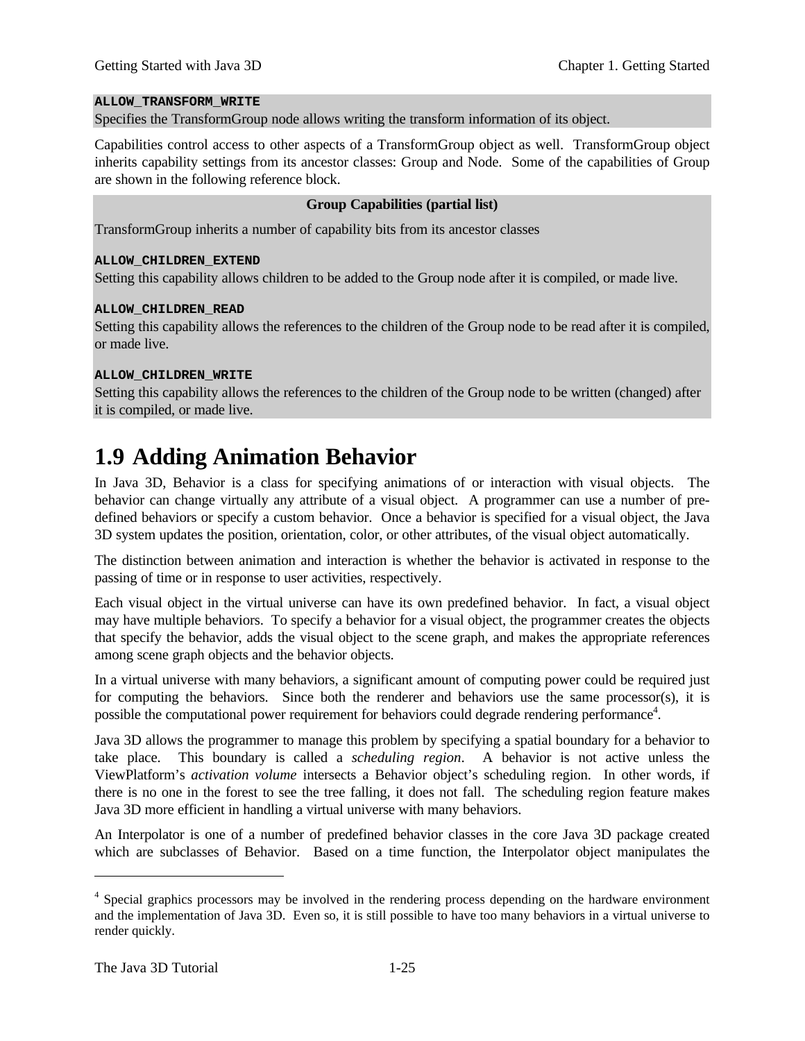**`ALLOW_TRANSFORM_WRITE`**
Specifies the TransformGroup node allows writing the transform information of its object.

Capabilities control access to other aspects of a TransformGroup object as well. TransformGroup object inherits capability settings from its ancestor classes: Group and Node. Some of the capabilities of Group are shown in the following reference block.

**Group Capabilities (partial list)**

TransformGroup inherits a number of capability bits from its ancestor classes

**`ALLOW_CHILDREN_EXTEND`**
Setting this capability allows children to be added to the Group node after it is compiled, or made live.

**`ALLOW_CHILDREN_READ`**
Setting this capability allows the references to the children of the Group node to be read after it is compiled, or made live.

**`ALLOW_CHILDREN_WRITE`**
Setting this capability allows the references to the children of the Group node to be written (changed) after it is compiled, or made live.

# 1.9 Adding Animation Behavior

In Java 3D, Behavior is a class for specifying animations of or interaction with visual objects. The behavior can change virtually any attribute of a visual object. A programmer can use a number of pre-defined behaviors or specify a custom behavior. Once a behavior is specified for a visual object, the Java 3D system updates the position, orientation, color, or other attributes, of the visual object automatically.

The distinction between animation and interaction is whether the behavior is activated in response to the passing of time or in response to user activities, respectively.

Each visual object in the virtual universe can have its own predefined behavior. In fact, a visual object may have multiple behaviors. To specify a behavior for a visual object, the programmer creates the objects that specify the behavior, adds the visual object to the scene graph, and makes the appropriate references among scene graph objects and the behavior objects.

In a virtual universe with many behaviors, a significant amount of computing power could be required just for computing the behaviors. Since both the renderer and behaviors use the same processor(s), it is possible the computational power requirement for behaviors could degrade rendering performance[4].

Java 3D allows the programmer to manage this problem by specifying a spatial boundary for a behavior to take place. This boundary is called a *scheduling region*. A behavior is not active unless the ViewPlatform's *activation volume* intersects a Behavior object's scheduling region. In other words, if there is no one in the forest to see the tree falling, it does not fall. The scheduling region feature makes Java 3D more efficient in handling a virtual universe with many behaviors.

An Interpolator is one of a number of predefined behavior classes in the core Java 3D package created which are subclasses of Behavior. Based on a time function, the Interpolator object manipulates the

---

[4] Special graphics processors may be involved in the rendering process depending on the hardware environment and the implementation of Java 3D. Even so, it is still possible to have too many behaviors in a virtual universe to render quickly.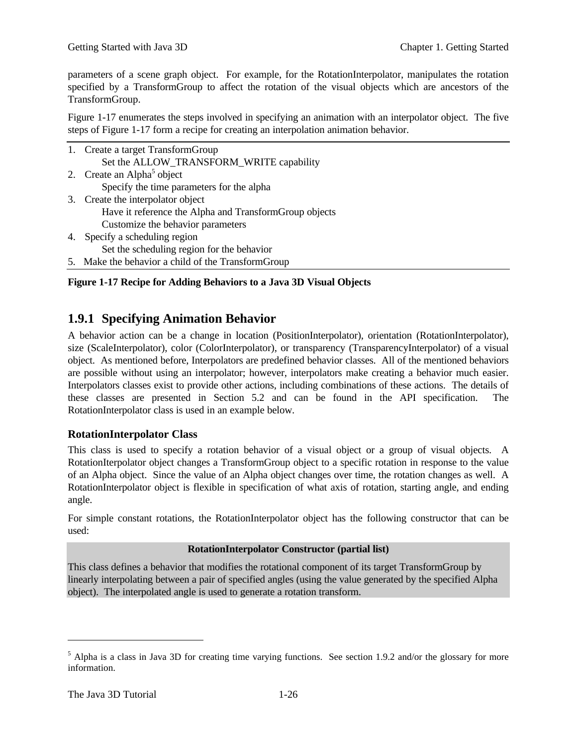parameters of a scene graph object. For example, for the RotationInterpolator, manipulates the rotation specified by a TransformGroup to affect the rotation of the visual objects which are ancestors of the TransformGroup.

Figure 1-17 enumerates the steps involved in specifying an animation with an interpolator object. The five steps of Figure 1-17 form a recipe for creating an interpolation animation behavior.

---

1. Create a target TransformGroup
    - Set the ALLOW_TRANSFORM_WRITE capability
2. Create an Alpha[5] object
    - Specify the time parameters for the alpha
3. Create the interpolator object
    - Have it reference the Alpha and TransformGroup objects
    - Customize the behavior parameters
4. Specify a scheduling region
    - Set the scheduling region for the behavior
5. Make the behavior a child of the TransformGroup

---

**Figure 1-17 Recipe for Adding Behaviors to a Java 3D Visual Objects**

## 1.9.1 Specifying Animation Behavior

A behavior action can be a change in location (PositionInterpolator), orientation (RotationInterpolator), size (ScaleInterpolator), color (ColorInterpolator), or transparency (TransparencyInterpolator) of a visual object. As mentioned before, Interpolators are predefined behavior classes. All of the mentioned behaviors are possible without using an interpolator; however, interpolators make creating a behavior much easier. Interpolators classes exist to provide other actions, including combinations of these actions. The details of these classes are presented in Section 5.2 and can be found in the API specification. The RotationInterpolator class is used in an example below.

### RotationInterpolator Class

This class is used to specify a rotation behavior of a visual object or a group of visual objects. A RotationIterpolator object changes a TransformGroup object to a specific rotation in response to the value of an Alpha object. Since the value of an Alpha object changes over time, the rotation changes as well. A RotationInterpolator object is flexible in specification of what axis of rotation, starting angle, and ending angle.

For simple constant rotations, the RotationInterpolator object has the following constructor that can be used:

**RotationInterpolator Constructor (partial list)**

This class defines a behavior that modifies the rotational component of its target TransformGroup by linearly interpolating between a pair of specified angles (using the value generated by the specified Alpha object). The interpolated angle is used to generate a rotation transform.

---

[5] Alpha is a class in Java 3D for creating time varying functions. See section 1.9.2 and/or the glossary for more information.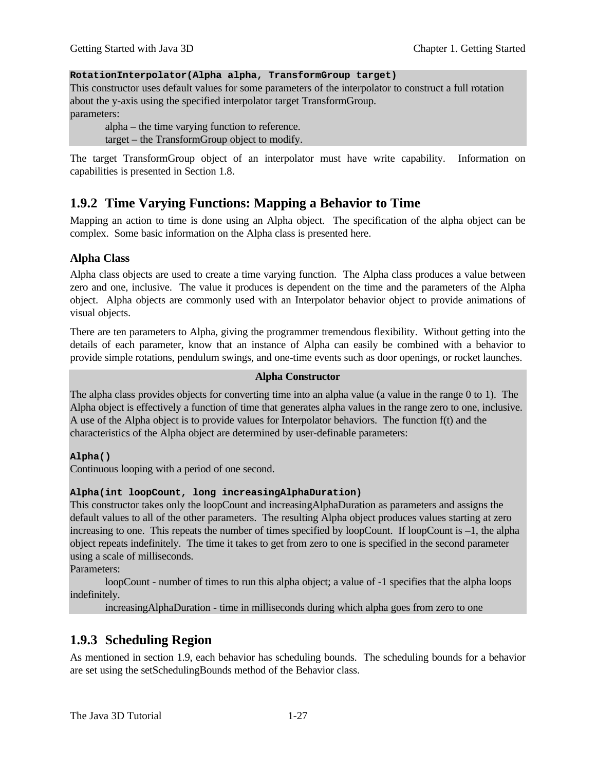**`RotationInterpolator(Alpha alpha, TransformGroup target)`**

This constructor uses default values for some parameters of the interpolator to construct a full rotation about the y-axis using the specified interpolator target TransformGroup.

parameters:

alpha – the time varying function to reference.

target – the TransformGroup object to modify.

The target TransformGroup object of an interpolator must have write capability. Information on capabilities is presented in Section 1.8.

## 1.9.2 Time Varying Functions: Mapping a Behavior to Time

Mapping an action to time is done using an Alpha object. The specification of the alpha object can be complex. Some basic information on the Alpha class is presented here.

### Alpha Class

Alpha class objects are used to create a time varying function. The Alpha class produces a value between zero and one, inclusive. The value it produces is dependent on the time and the parameters of the Alpha object. Alpha objects are commonly used with an Interpolator behavior object to provide animations of visual objects.

There are ten parameters to Alpha, giving the programmer tremendous flexibility. Without getting into the details of each parameter, know that an instance of Alpha can easily be combined with a behavior to provide simple rotations, pendulum swings, and one-time events such as door openings, or rocket launches.

**Alpha Constructor**

The alpha class provides objects for converting time into an alpha value (a value in the range 0 to 1). The Alpha object is effectively a function of time that generates alpha values in the range zero to one, inclusive. A use of the Alpha object is to provide values for Interpolator behaviors. The function f(t) and the characteristics of the Alpha object are determined by user-definable parameters:

**`Alpha()`**

Continuous looping with a period of one second.

**`Alpha(int loopCount, long increasingAlphaDuration)`**

This constructor takes only the loopCount and increasingAlphaDuration as parameters and assigns the default values to all of the other parameters. The resulting Alpha object produces values starting at zero increasing to one. This repeats the number of times specified by loopCount. If loopCount is –1, the alpha object repeats indefinitely. The time it takes to get from zero to one is specified in the second parameter using a scale of milliseconds.

Parameters:

loopCount - number of times to run this alpha object; a value of -1 specifies that the alpha loops indefinitely.

increasingAlphaDuration - time in milliseconds during which alpha goes from zero to one

## 1.9.3 Scheduling Region

As mentioned in section 1.9, each behavior has scheduling bounds. The scheduling bounds for a behavior are set using the setSchedulingBounds method of the Behavior class.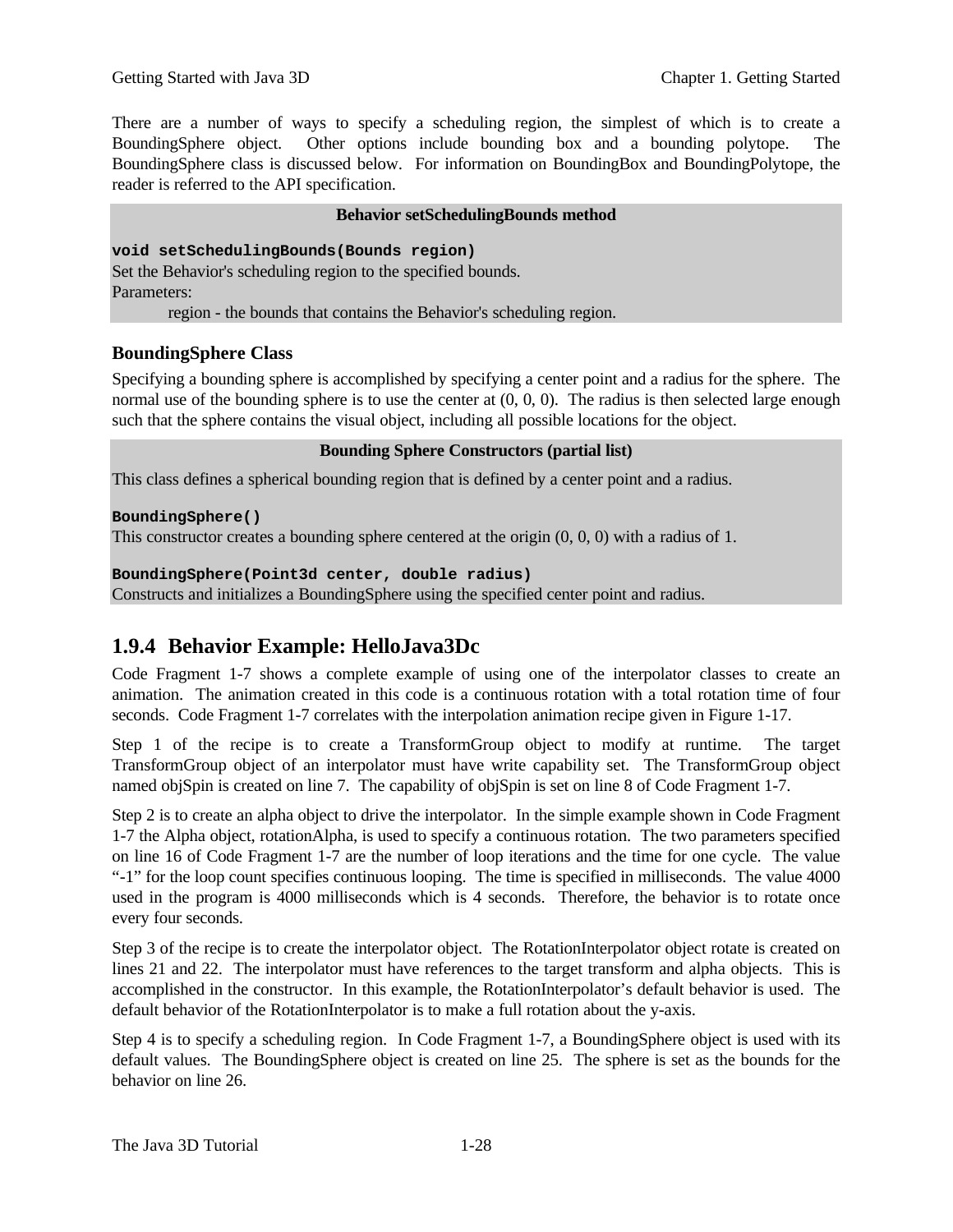There are a number of ways to specify a scheduling region, the simplest of which is to create a BoundingSphere object. Other options include bounding box and a bounding polytope. The BoundingSphere class is discussed below. For information on BoundingBox and BoundingPolytope, the reader is referred to the API specification.

**Behavior setSchedulingBounds method**

**`void setSchedulingBounds(Bounds region)`**
Set the Behavior's scheduling region to the specified bounds.
Parameters:
 region - the bounds that contains the Behavior's scheduling region.

### BoundingSphere Class

Specifying a bounding sphere is accomplished by specifying a center point and a radius for the sphere. The normal use of the bounding sphere is to use the center at (0, 0, 0). The radius is then selected large enough such that the sphere contains the visual object, including all possible locations for the object.

**Bounding Sphere Constructors (partial list)**

This class defines a spherical bounding region that is defined by a center point and a radius.

**`BoundingSphere()`**
This constructor creates a bounding sphere centered at the origin (0, 0, 0) with a radius of 1.

**`BoundingSphere(Point3d center, double radius)`**
Constructs and initializes a BoundingSphere using the specified center point and radius.

## 1.9.4 Behavior Example: HelloJava3Dc

Code Fragment 1-7 shows a complete example of using one of the interpolator classes to create an animation. The animation created in this code is a continuous rotation with a total rotation time of four seconds. Code Fragment 1-7 correlates with the interpolation animation recipe given in Figure 1-17.

Step 1 of the recipe is to create a TransformGroup object to modify at runtime. The target TransformGroup object of an interpolator must have write capability set. The TransformGroup object named objSpin is created on line 7. The capability of objSpin is set on line 8 of Code Fragment 1-7.

Step 2 is to create an alpha object to drive the interpolator. In the simple example shown in Code Fragment 1-7 the Alpha object, rotationAlpha, is used to specify a continuous rotation. The two parameters specified on line 16 of Code Fragment 1-7 are the number of loop iterations and the time for one cycle. The value "-1" for the loop count specifies continuous looping. The time is specified in milliseconds. The value 4000 used in the program is 4000 milliseconds which is 4 seconds. Therefore, the behavior is to rotate once every four seconds.

Step 3 of the recipe is to create the interpolator object. The RotationInterpolator object rotate is created on lines 21 and 22. The interpolator must have references to the target transform and alpha objects. This is accomplished in the constructor. In this example, the RotationInterpolator's default behavior is used. The default behavior of the RotationInterpolator is to make a full rotation about the y-axis.

Step 4 is to specify a scheduling region. In Code Fragment 1-7, a BoundingSphere object is used with its default values. The BoundingSphere object is created on line 25. The sphere is set as the bounds for the behavior on line 26.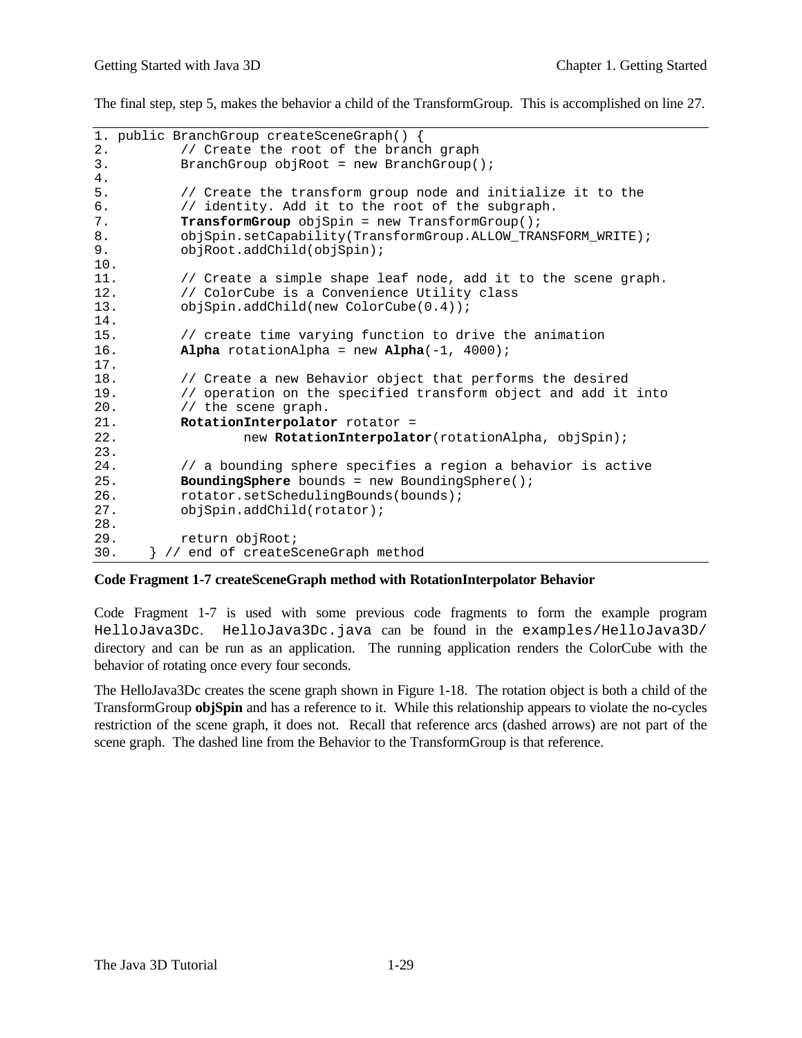The final step, step 5, makes the behavior a child of the TransformGroup. This is accomplished on line 27.

```
1. public BranchGroup createSceneGraph() {
2.         // Create the root of the branch graph
3.         BranchGroup objRoot = new BranchGroup();
4.
5.         // Create the transform group node and initialize it to the
6.         // identity. Add it to the root of the subgraph.
7.         TransformGroup objSpin = new TransformGroup();
8.         objSpin.setCapability(TransformGroup.ALLOW_TRANSFORM_WRITE);
9.         objRoot.addChild(objSpin);
10.
11.        // Create a simple shape leaf node, add it to the scene graph.
12.        // ColorCube is a Convenience Utility class
13.        objSpin.addChild(new ColorCube(0.4));
14.
15.        // create time varying function to drive the animation
16.        Alpha rotationAlpha = new Alpha(-1, 4000);
17.
18.        // Create a new Behavior object that performs the desired
19.        // operation on the specified transform object and add it into
20.        // the scene graph.
21.        RotationInterpolator rotator =
22.                new RotationInterpolator(rotationAlpha, objSpin);
23.
24.        // a bounding sphere specifies a region a behavior is active
25.        BoundingSphere bounds = new BoundingSphere();
26.        rotator.setSchedulingBounds(bounds);
27.        objSpin.addChild(rotator);
28.
29.        return objRoot;
30.    } // end of createSceneGraph method
```

**Code Fragment 1-7 createSceneGraph method with RotationInterpolator Behavior**

Code Fragment 1-7 is used with some previous code fragments to form the example program `HelloJava3Dc`. `HelloJava3Dc.java` can be found in the `examples/HelloJava3D/` directory and can be run as an application. The running application renders the ColorCube with the behavior of rotating once every four seconds.

The HelloJava3Dc creates the scene graph shown in Figure 1-18. The rotation object is both a child of the TransformGroup **objSpin** and has a reference to it. While this relationship appears to violate the no-cycles restriction of the scene graph, it does not. Recall that reference arcs (dashed arrows) are not part of the scene graph. The dashed line from the Behavior to the TransformGroup is that reference.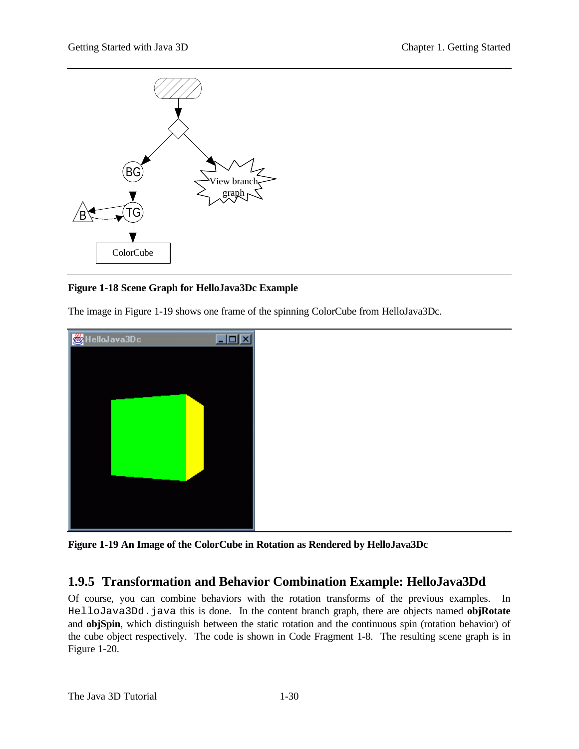Figure 1-18 Scene Graph for HelloJava3Dc Example

The image in Figure 1-19 shows one frame of the spinning ColorCube from HelloJava3Dc.

Figure 1-19 An Image of the ColorCube in Rotation as Rendered by HelloJava3Dc

### 1.9.5 Transformation and Behavior Combination Example: HelloJava3Dd

Of course, you can combine behaviors with the rotation transforms of the previous examples. In `HelloJava3Dd.java` this is done. In the content branch graph, there are objects named **objRotate** and **objSpin**, which distinguish between the static rotation and the continuous spin (rotation behavior) of the cube object respectively. The code is shown in Code Fragment 1-8. The resulting scene graph is in Figure 1-20.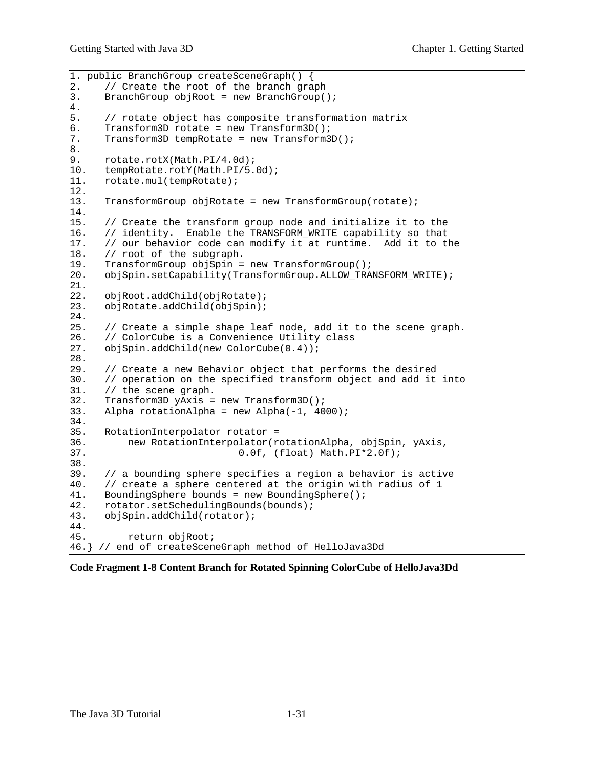```
1. public BranchGroup createSceneGraph() {
2.    // Create the root of the branch graph
3.    BranchGroup objRoot = new BranchGroup();
4.
5.    // rotate object has composite transformation matrix
6.    Transform3D rotate = new Transform3D();
7.    Transform3D tempRotate = new Transform3D();
8.
9.    rotate.rotX(Math.PI/4.0d);
10.   tempRotate.rotY(Math.PI/5.0d);
11.   rotate.mul(tempRotate);
12.
13.   TransformGroup objRotate = new TransformGroup(rotate);
14.
15.   // Create the transform group node and initialize it to the
16.   // identity.  Enable the TRANSFORM_WRITE capability so that
17.   // our behavior code can modify it at runtime.  Add it to the
18.   // root of the subgraph.
19.   TransformGroup objSpin = new TransformGroup();
20.   objSpin.setCapability(TransformGroup.ALLOW_TRANSFORM_WRITE);
21.
22.   objRoot.addChild(objRotate);
23.   objRotate.addChild(objSpin);
24.
25.   // Create a simple shape leaf node, add it to the scene graph.
26.   // ColorCube is a Convenience Utility class
27.   objSpin.addChild(new ColorCube(0.4));
28.
29.   // Create a new Behavior object that performs the desired
30.   // operation on the specified transform object and add it into
31.   // the scene graph.
32.   Transform3D yAxis = new Transform3D();
33.   Alpha rotationAlpha = new Alpha(-1, 4000);
34.
35.   RotationInterpolator rotator =
36.       new RotationInterpolator(rotationAlpha, objSpin, yAxis,
37.                         0.0f, (float) Math.PI*2.0f);
38.
39.   // a bounding sphere specifies a region a behavior is active
40.   // create a sphere centered at the origin with radius of 1
41.   BoundingSphere bounds = new BoundingSphere();
42.   rotator.setSchedulingBounds(bounds);
43.   objSpin.addChild(rotator);
44.
45.       return objRoot;
46.} // end of createSceneGraph method of HelloJava3Dd
```

**Code Fragment 1-8 Content Branch for Rotated Spinning ColorCube of HelloJava3Dd**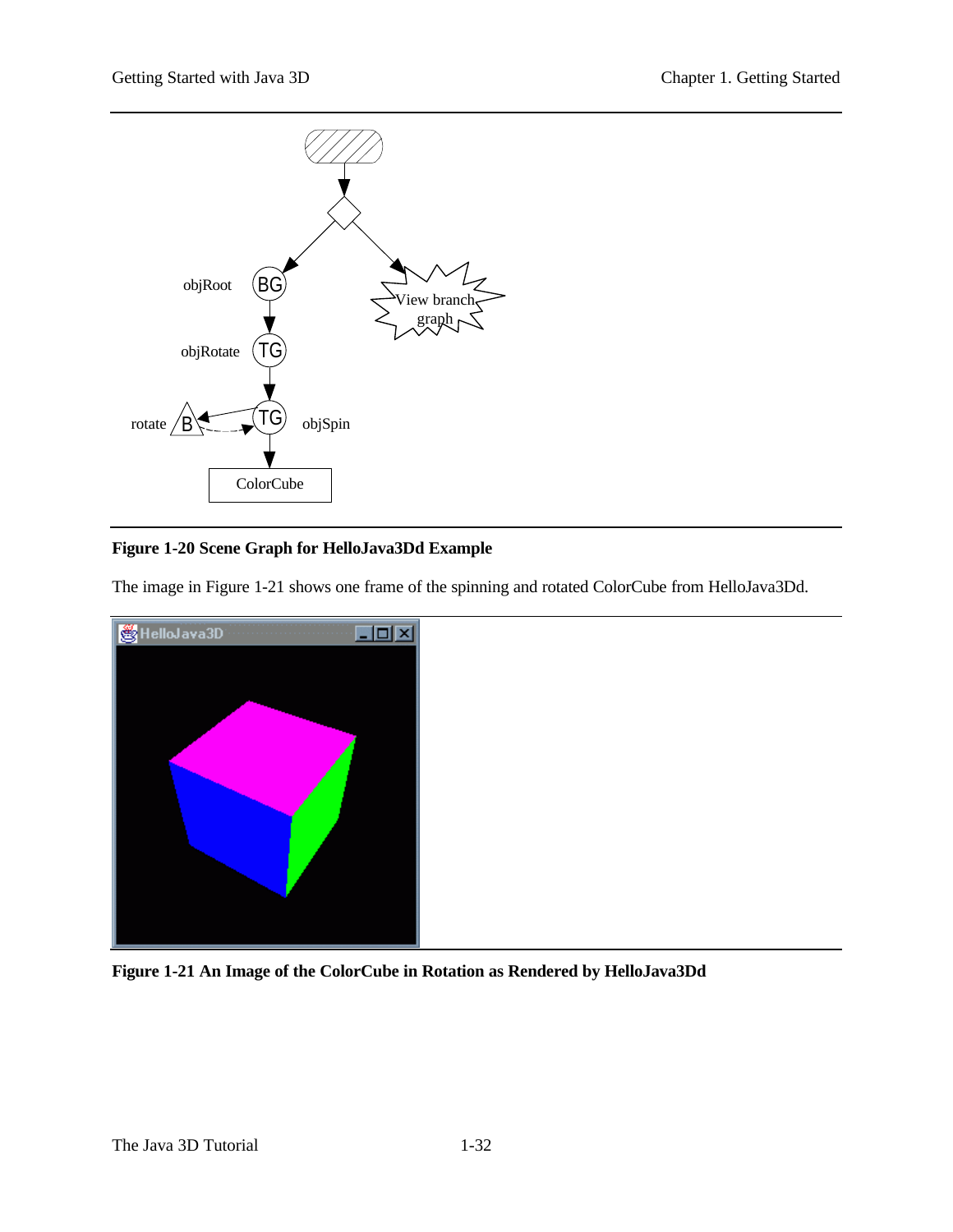**Figure 1-20 Scene Graph for HelloJava3Dd Example**

The image in Figure 1-21 shows one frame of the spinning and rotated ColorCube from HelloJava3Dd.

**Figure 1-21 An Image of the ColorCube in Rotation as Rendered by HelloJava3Dd**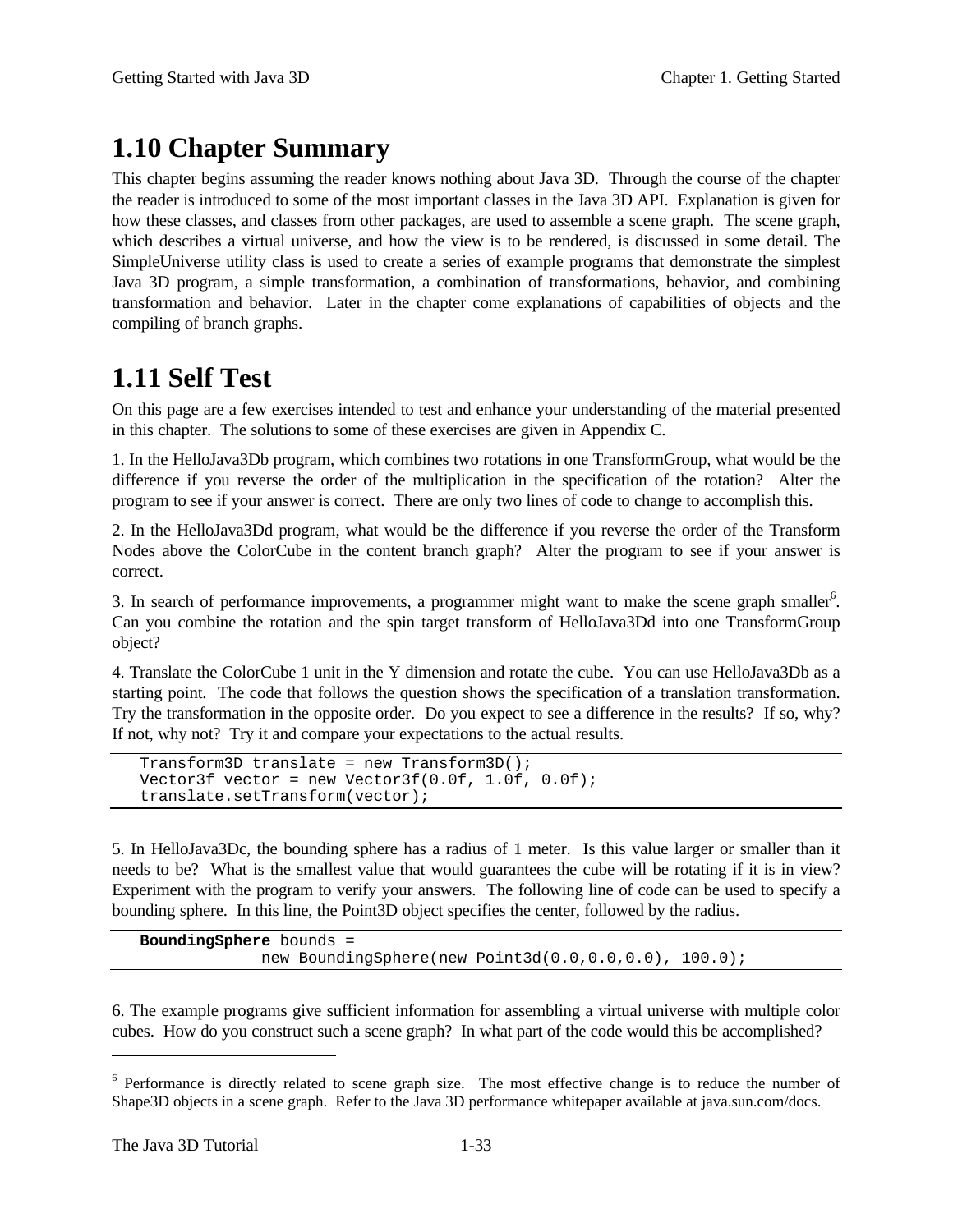# 1.10 Chapter Summary

This chapter begins assuming the reader knows nothing about Java 3D. Through the course of the chapter the reader is introduced to some of the most important classes in the Java 3D API. Explanation is given for how these classes, and classes from other packages, are used to assemble a scene graph. The scene graph, which describes a virtual universe, and how the view is to be rendered, is discussed in some detail. The SimpleUniverse utility class is used to create a series of example programs that demonstrate the simplest Java 3D program, a simple transformation, a combination of transformations, behavior, and combining transformation and behavior. Later in the chapter come explanations of capabilities of objects and the compiling of branch graphs.

# 1.11 Self Test

On this page are a few exercises intended to test and enhance your understanding of the material presented in this chapter. The solutions to some of these exercises are given in Appendix C.

1. In the HelloJava3Db program, which combines two rotations in one TransformGroup, what would be the difference if you reverse the order of the multiplication in the specification of the rotation? Alter the program to see if your answer is correct. There are only two lines of code to change to accomplish this.

2. In the HelloJava3Dd program, what would be the difference if you reverse the order of the Transform Nodes above the ColorCube in the content branch graph? Alter the program to see if your answer is correct.

3. In search of performance improvements, a programmer might want to make the scene graph smaller[6]. Can you combine the rotation and the spin target transform of HelloJava3Dd into one TransformGroup object?

4. Translate the ColorCube 1 unit in the Y dimension and rotate the cube. You can use HelloJava3Db as a starting point. The code that follows the question shows the specification of a translation transformation. Try the transformation in the opposite order. Do you expect to see a difference in the results? If so, why? If not, why not? Try it and compare your expectations to the actual results.

```
Transform3D translate = new Transform3D();
Vector3f vector = new Vector3f(0.0f, 1.0f, 0.0f);
translate.setTransform(vector);
```

5. In HelloJava3Dc, the bounding sphere has a radius of 1 meter. Is this value larger or smaller than it needs to be? What is the smallest value that would guarantees the cube will be rotating if it is in view? Experiment with the program to verify your answers. The following line of code can be used to specify a bounding sphere. In this line, the Point3D object specifies the center, followed by the radius.

```
BoundingSphere bounds =
            new BoundingSphere(new Point3d(0.0,0.0,0.0), 100.0);
```

6. The example programs give sufficient information for assembling a virtual universe with multiple color cubes. How do you construct such a scene graph? In what part of the code would this be accomplished?

---

[6] Performance is directly related to scene graph size. The most effective change is to reduce the number of Shape3D objects in a scene graph. Refer to the Java 3D performance whitepaper available at java.sun.com/docs.